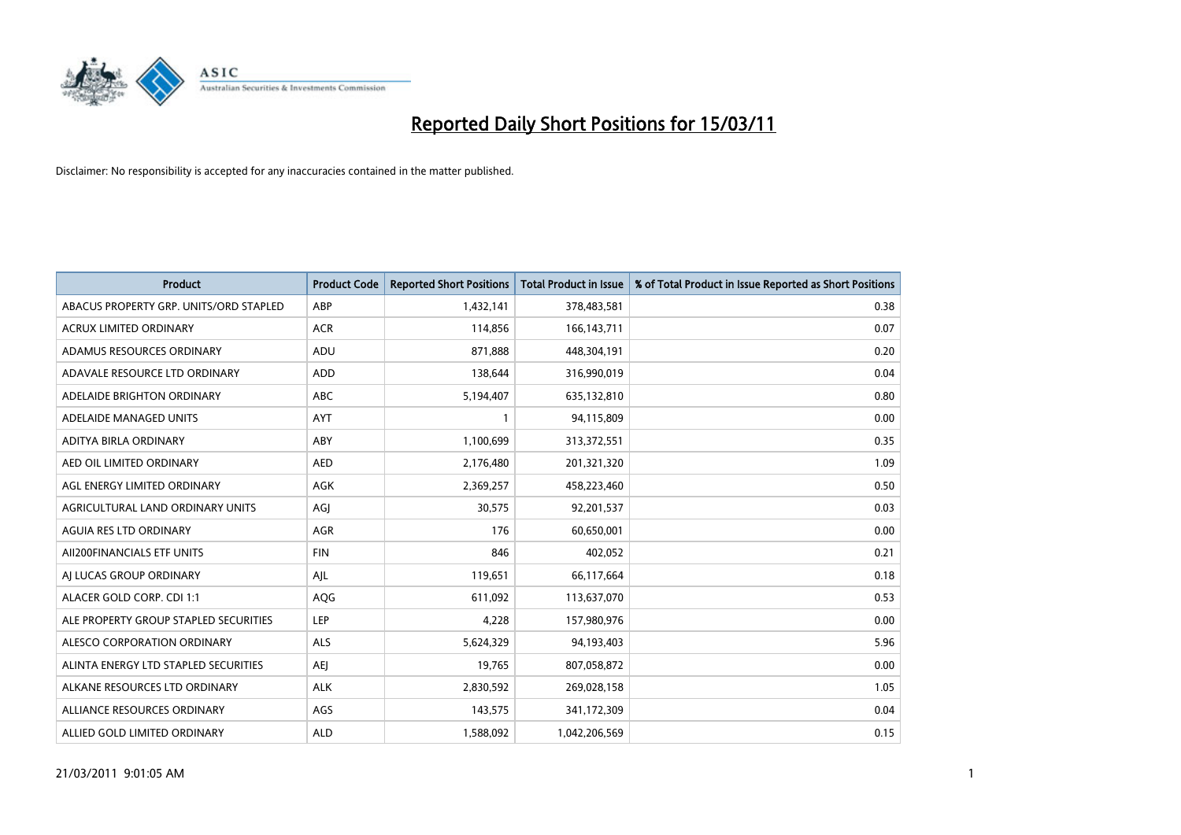# Reported Daily Short Positions for 15/03/11

Disclaimer: No responsibility is accepted for any inaccuracies contained in the matter published.

| Product | Product Code | Reported Short Positions | Total Product in Issue | % of Total Product in Issue Reported as Short Positions |
|---|---|---|---|---|
| ABACUS PROPERTY GRP. UNITS/ORD STAPLED | ABP | 1,432,141 | 378,483,581 | 0.38 |
| ACRUX LIMITED ORDINARY | ACR | 114,856 | 166,143,711 | 0.07 |
| ADAMUS RESOURCES ORDINARY | ADU | 871,888 | 448,304,191 | 0.20 |
| ADAVALE RESOURCE LTD ORDINARY | ADD | 138,644 | 316,990,019 | 0.04 |
| ADELAIDE BRIGHTON ORDINARY | ABC | 5,194,407 | 635,132,810 | 0.80 |
| ADELAIDE MANAGED UNITS | AYT | 1 | 94,115,809 | 0.00 |
| ADITYA BIRLA ORDINARY | ABY | 1,100,699 | 313,372,551 | 0.35 |
| AED OIL LIMITED ORDINARY | AED | 2,176,480 | 201,321,320 | 1.09 |
| AGL ENERGY LIMITED ORDINARY | AGK | 2,369,257 | 458,223,460 | 0.50 |
| AGRICULTURAL LAND ORDINARY UNITS | AGJ | 30,575 | 92,201,537 | 0.03 |
| AGUIA RES LTD ORDINARY | AGR | 176 | 60,650,001 | 0.00 |
| AII200FINANCIALS ETF UNITS | FIN | 846 | 402,052 | 0.21 |
| AJ LUCAS GROUP ORDINARY | AJL | 119,651 | 66,117,664 | 0.18 |
| ALACER GOLD CORP. CDI 1:1 | AQG | 611,092 | 113,637,070 | 0.53 |
| ALE PROPERTY GROUP STAPLED SECURITIES | LEP | 4,228 | 157,980,976 | 0.00 |
| ALESCO CORPORATION ORDINARY | ALS | 5,624,329 | 94,193,403 | 5.96 |
| ALINTA ENERGY LTD STAPLED SECURITIES | AEJ | 19,765 | 807,058,872 | 0.00 |
| ALKANE RESOURCES LTD ORDINARY | ALK | 2,830,592 | 269,028,158 | 1.05 |
| ALLIANCE RESOURCES ORDINARY | AGS | 143,575 | 341,172,309 | 0.04 |
| ALLIED GOLD LIMITED ORDINARY | ALD | 1,588,092 | 1,042,206,569 | 0.15 |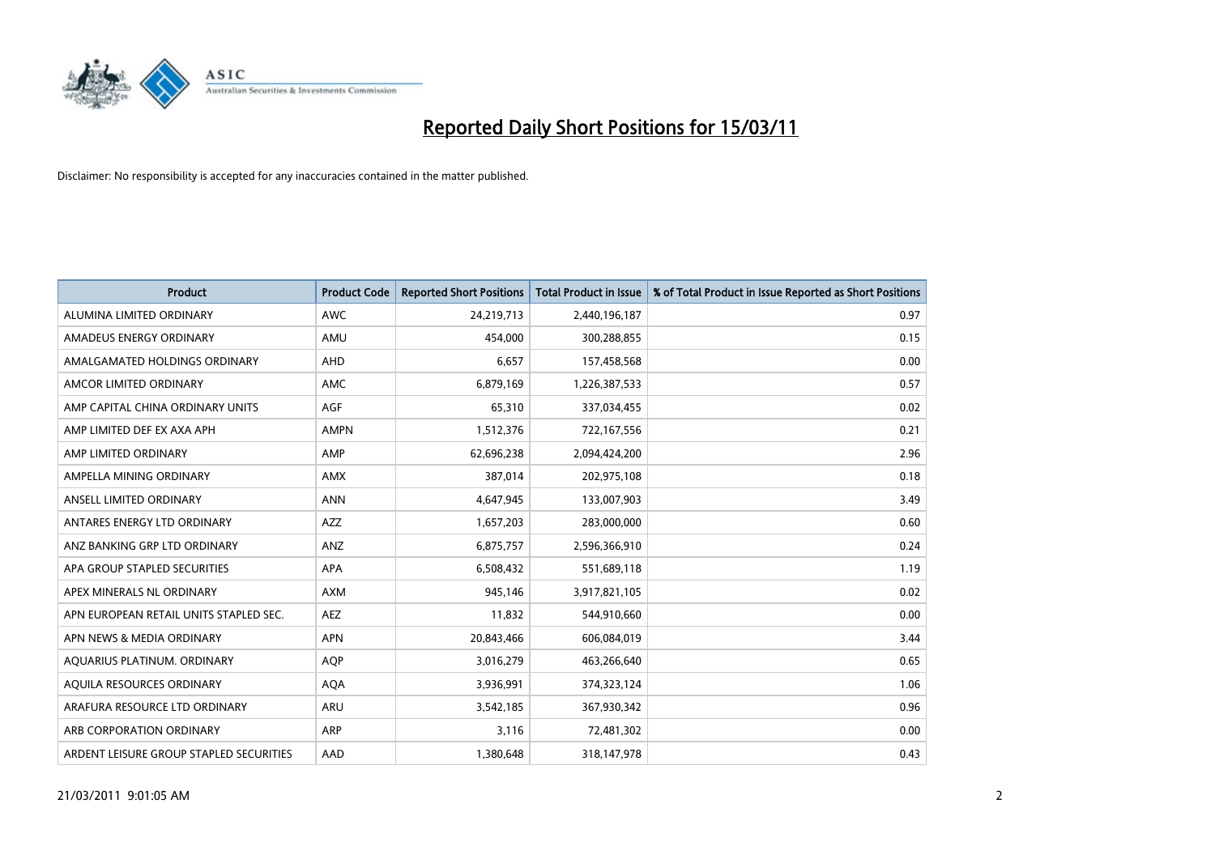# Reported Daily Short Positions for 15/03/11

Disclaimer: No responsibility is accepted for any inaccuracies contained in the matter published.

| Product | Product Code | Reported Short Positions | Total Product in Issue | % of Total Product in Issue Reported as Short Positions |
|---|---|---|---|---|
| ALUMINA LIMITED ORDINARY | AWC | 24,219,713 | 2,440,196,187 | 0.97 |
| AMADEUS ENERGY ORDINARY | AMU | 454,000 | 300,288,855 | 0.15 |
| AMALGAMATED HOLDINGS ORDINARY | AHD | 6,657 | 157,458,568 | 0.00 |
| AMCOR LIMITED ORDINARY | AMC | 6,879,169 | 1,226,387,533 | 0.57 |
| AMP CAPITAL CHINA ORDINARY UNITS | AGF | 65,310 | 337,034,455 | 0.02 |
| AMP LIMITED DEF EX AXA APH | AMPN | 1,512,376 | 722,167,556 | 0.21 |
| AMP LIMITED ORDINARY | AMP | 62,696,238 | 2,094,424,200 | 2.96 |
| AMPELLA MINING ORDINARY | AMX | 387,014 | 202,975,108 | 0.18 |
| ANSELL LIMITED ORDINARY | ANN | 4,647,945 | 133,007,903 | 3.49 |
| ANTARES ENERGY LTD ORDINARY | AZZ | 1,657,203 | 283,000,000 | 0.60 |
| ANZ BANKING GRP LTD ORDINARY | ANZ | 6,875,757 | 2,596,366,910 | 0.24 |
| APA GROUP STAPLED SECURITIES | APA | 6,508,432 | 551,689,118 | 1.19 |
| APEX MINERALS NL ORDINARY | AXM | 945,146 | 3,917,821,105 | 0.02 |
| APN EUROPEAN RETAIL UNITS STAPLED SEC. | AEZ | 11,832 | 544,910,660 | 0.00 |
| APN NEWS & MEDIA ORDINARY | APN | 20,843,466 | 606,084,019 | 3.44 |
| AQUARIUS PLATINUM. ORDINARY | AQP | 3,016,279 | 463,266,640 | 0.65 |
| AQUILA RESOURCES ORDINARY | AQA | 3,936,991 | 374,323,124 | 1.06 |
| ARAFURA RESOURCE LTD ORDINARY | ARU | 3,542,185 | 367,930,342 | 0.96 |
| ARB CORPORATION ORDINARY | ARP | 3,116 | 72,481,302 | 0.00 |
| ARDENT LEISURE GROUP STAPLED SECURITIES | AAD | 1,380,648 | 318,147,978 | 0.43 |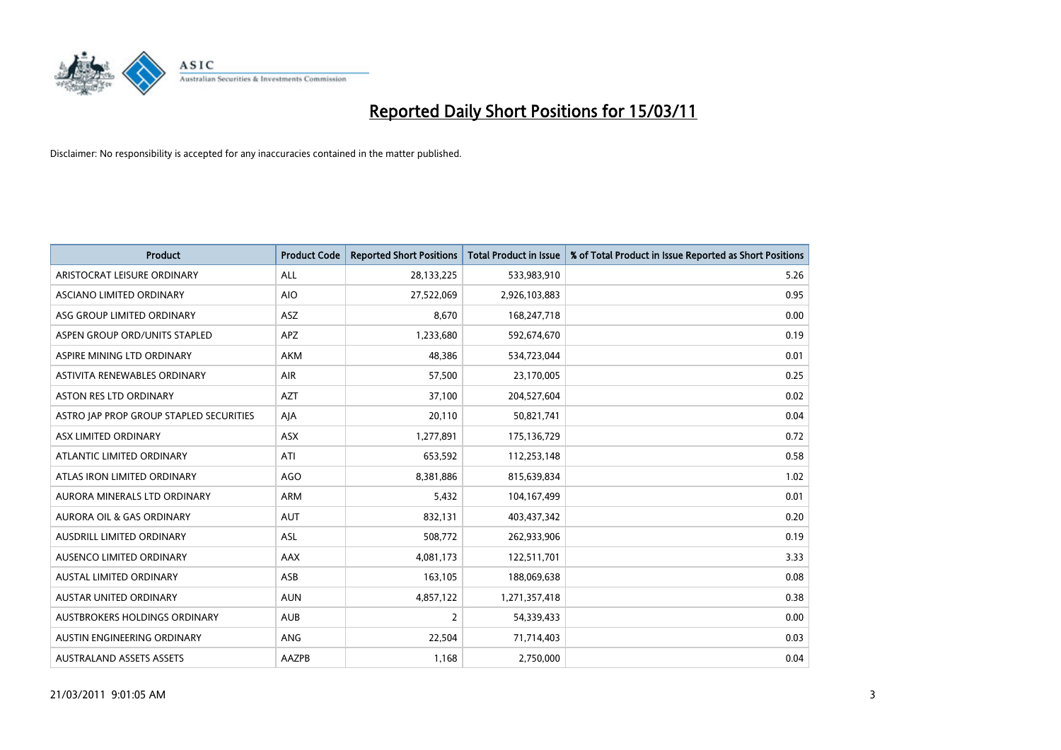# Reported Daily Short Positions for 15/03/11

Disclaimer: No responsibility is accepted for any inaccuracies contained in the matter published.

| Product | Product Code | Reported Short Positions | Total Product in Issue | % of Total Product in Issue Reported as Short Positions |
|---|---|---|---|---|
| ARISTOCRAT LEISURE ORDINARY | ALL | 28,133,225 | 533,983,910 | 5.26 |
| ASCIANO LIMITED ORDINARY | AIO | 27,522,069 | 2,926,103,883 | 0.95 |
| ASG GROUP LIMITED ORDINARY | ASZ | 8,670 | 168,247,718 | 0.00 |
| ASPEN GROUP ORD/UNITS STAPLED | APZ | 1,233,680 | 592,674,670 | 0.19 |
| ASPIRE MINING LTD ORDINARY | AKM | 48,386 | 534,723,044 | 0.01 |
| ASTIVITA RENEWABLES ORDINARY | AIR | 57,500 | 23,170,005 | 0.25 |
| ASTON RES LTD ORDINARY | AZT | 37,100 | 204,527,604 | 0.02 |
| ASTRO JAP PROP GROUP STAPLED SECURITIES | AJA | 20,110 | 50,821,741 | 0.04 |
| ASX LIMITED ORDINARY | ASX | 1,277,891 | 175,136,729 | 0.72 |
| ATLANTIC LIMITED ORDINARY | ATI | 653,592 | 112,253,148 | 0.58 |
| ATLAS IRON LIMITED ORDINARY | AGO | 8,381,886 | 815,639,834 | 1.02 |
| AURORA MINERALS LTD ORDINARY | ARM | 5,432 | 104,167,499 | 0.01 |
| AURORA OIL & GAS ORDINARY | AUT | 832,131 | 403,437,342 | 0.20 |
| AUSDRILL LIMITED ORDINARY | ASL | 508,772 | 262,933,906 | 0.19 |
| AUSENCO LIMITED ORDINARY | AAX | 4,081,173 | 122,511,701 | 3.33 |
| AUSTAL LIMITED ORDINARY | ASB | 163,105 | 188,069,638 | 0.08 |
| AUSTAR UNITED ORDINARY | AUN | 4,857,122 | 1,271,357,418 | 0.38 |
| AUSTBROKERS HOLDINGS ORDINARY | AUB | 2 | 54,339,433 | 0.00 |
| AUSTIN ENGINEERING ORDINARY | ANG | 22,504 | 71,714,403 | 0.03 |
| AUSTRALAND ASSETS ASSETS | AAZPB | 1,168 | 2,750,000 | 0.04 |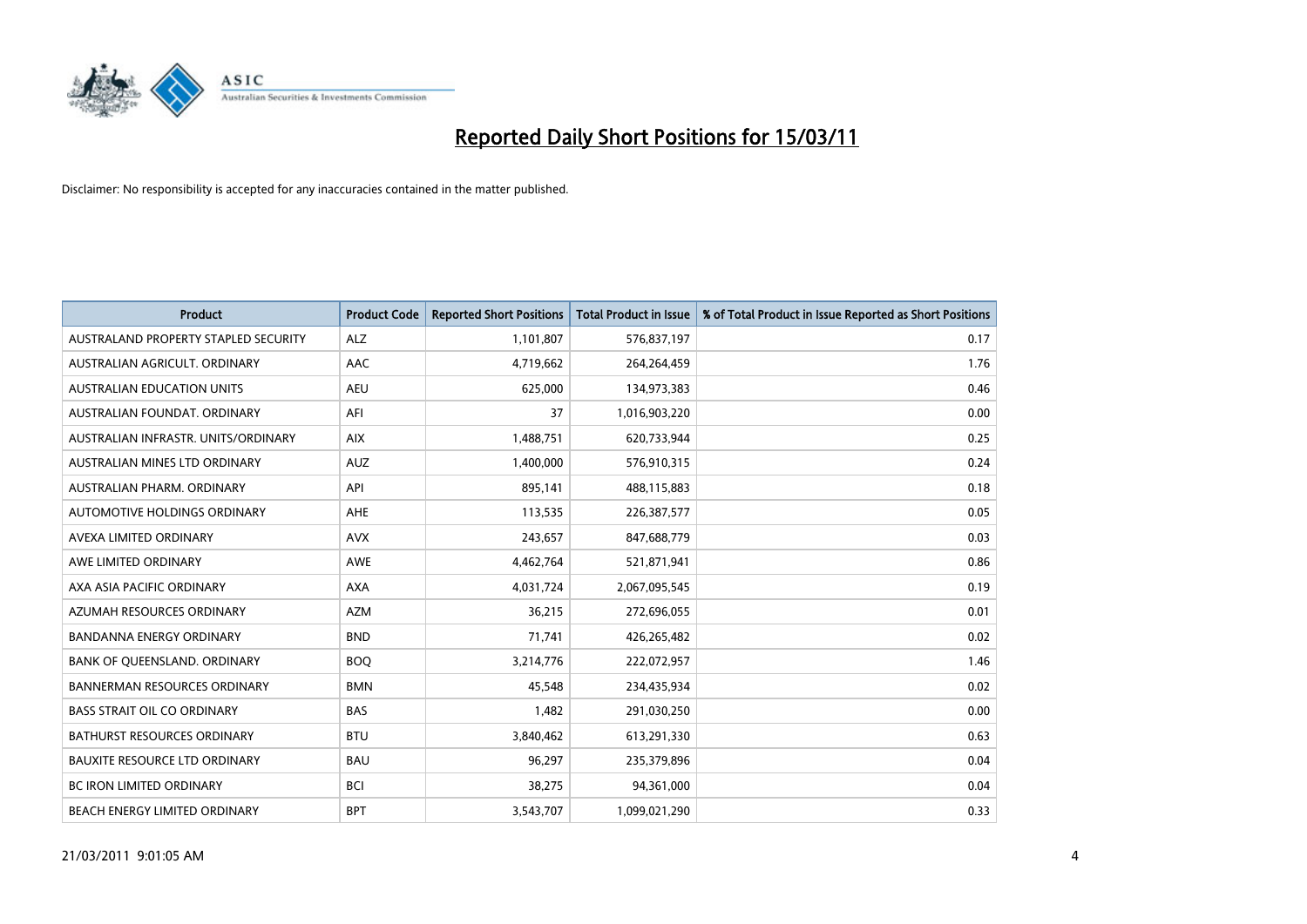# Reported Daily Short Positions for 15/03/11

Disclaimer: No responsibility is accepted for any inaccuracies contained in the matter published.

| Product | Product Code | Reported Short Positions | Total Product in Issue | % of Total Product in Issue Reported as Short Positions |
|---|---|---|---|---|
| AUSTRALAND PROPERTY STAPLED SECURITY | ALZ | 1,101,807 | 576,837,197 | 0.17 |
| AUSTRALIAN AGRICULT. ORDINARY | AAC | 4,719,662 | 264,264,459 | 1.76 |
| AUSTRALIAN EDUCATION UNITS | AEU | 625,000 | 134,973,383 | 0.46 |
| AUSTRALIAN FOUNDAT. ORDINARY | AFI | 37 | 1,016,903,220 | 0.00 |
| AUSTRALIAN INFRASTR. UNITS/ORDINARY | AIX | 1,488,751 | 620,733,944 | 0.25 |
| AUSTRALIAN MINES LTD ORDINARY | AUZ | 1,400,000 | 576,910,315 | 0.24 |
| AUSTRALIAN PHARM. ORDINARY | API | 895,141 | 488,115,883 | 0.18 |
| AUTOMOTIVE HOLDINGS ORDINARY | AHE | 113,535 | 226,387,577 | 0.05 |
| AVEXA LIMITED ORDINARY | AVX | 243,657 | 847,688,779 | 0.03 |
| AWE LIMITED ORDINARY | AWE | 4,462,764 | 521,871,941 | 0.86 |
| AXA ASIA PACIFIC ORDINARY | AXA | 4,031,724 | 2,067,095,545 | 0.19 |
| AZUMAH RESOURCES ORDINARY | AZM | 36,215 | 272,696,055 | 0.01 |
| BANDANNA ENERGY ORDINARY | BND | 71,741 | 426,265,482 | 0.02 |
| BANK OF QUEENSLAND. ORDINARY | BOQ | 3,214,776 | 222,072,957 | 1.46 |
| BANNERMAN RESOURCES ORDINARY | BMN | 45,548 | 234,435,934 | 0.02 |
| BASS STRAIT OIL CO ORDINARY | BAS | 1,482 | 291,030,250 | 0.00 |
| BATHURST RESOURCES ORDINARY | BTU | 3,840,462 | 613,291,330 | 0.63 |
| BAUXITE RESOURCE LTD ORDINARY | BAU | 96,297 | 235,379,896 | 0.04 |
| BC IRON LIMITED ORDINARY | BCI | 38,275 | 94,361,000 | 0.04 |
| BEACH ENERGY LIMITED ORDINARY | BPT | 3,543,707 | 1,099,021,290 | 0.33 |

21/03/2011 9:01:05 AM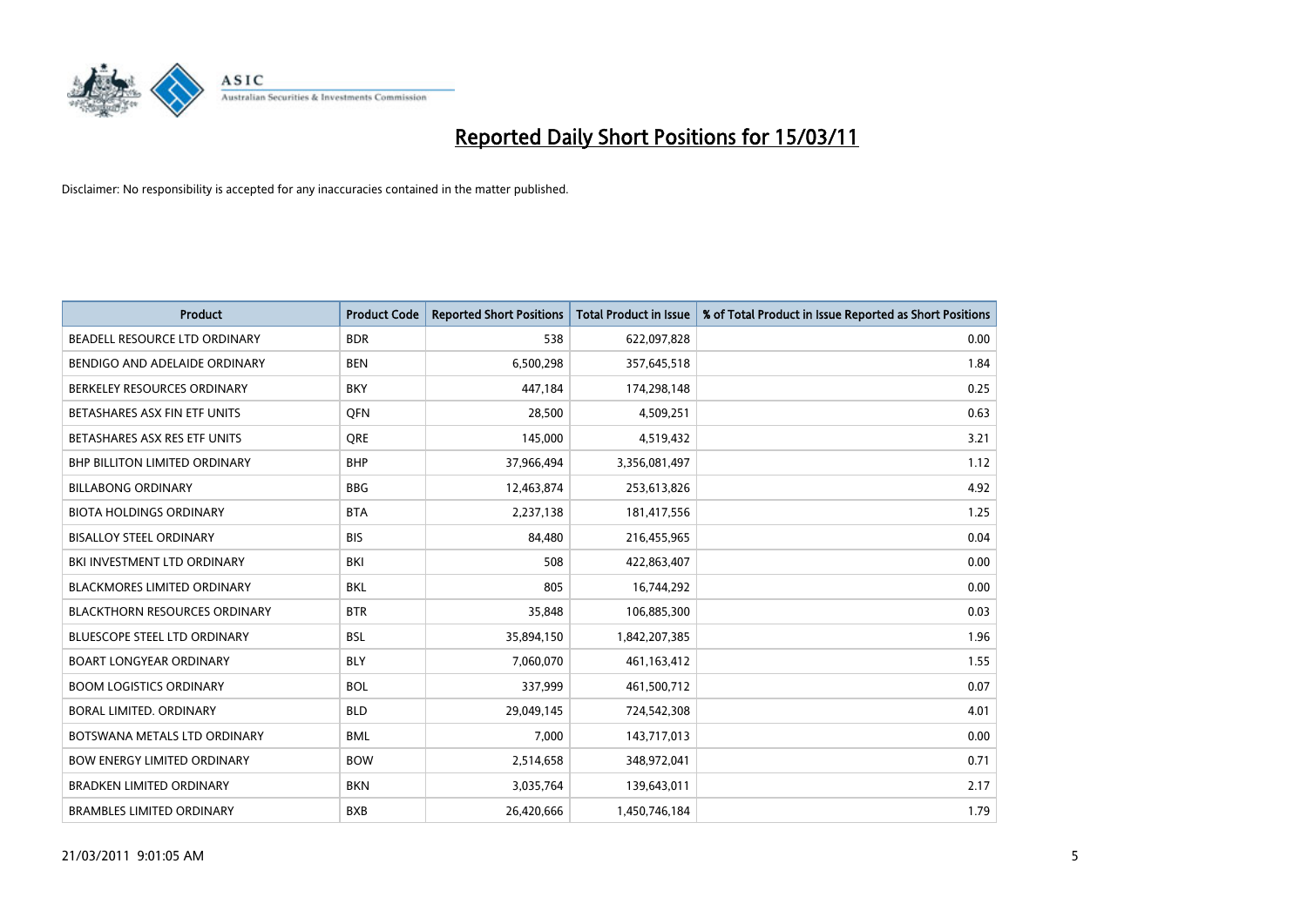# Reported Daily Short Positions for 15/03/11

Disclaimer: No responsibility is accepted for any inaccuracies contained in the matter published.

| Product | Product Code | Reported Short Positions | Total Product in Issue | % of Total Product in Issue Reported as Short Positions |
|---|---|---|---|---|
| BEADELL RESOURCE LTD ORDINARY | BDR | 538 | 622,097,828 | 0.00 |
| BENDIGO AND ADELAIDE ORDINARY | BEN | 6,500,298 | 357,645,518 | 1.84 |
| BERKELEY RESOURCES ORDINARY | BKY | 447,184 | 174,298,148 | 0.25 |
| BETASHARES ASX FIN ETF UNITS | QFN | 28,500 | 4,509,251 | 0.63 |
| BETASHARES ASX RES ETF UNITS | QRE | 145,000 | 4,519,432 | 3.21 |
| BHP BILLITON LIMITED ORDINARY | BHP | 37,966,494 | 3,356,081,497 | 1.12 |
| BILLABONG ORDINARY | BBG | 12,463,874 | 253,613,826 | 4.92 |
| BIOTA HOLDINGS ORDINARY | BTA | 2,237,138 | 181,417,556 | 1.25 |
| BISALLOY STEEL ORDINARY | BIS | 84,480 | 216,455,965 | 0.04 |
| BKI INVESTMENT LTD ORDINARY | BKI | 508 | 422,863,407 | 0.00 |
| BLACKMORES LIMITED ORDINARY | BKL | 805 | 16,744,292 | 0.00 |
| BLACKTHORN RESOURCES ORDINARY | BTR | 35,848 | 106,885,300 | 0.03 |
| BLUESCOPE STEEL LTD ORDINARY | BSL | 35,894,150 | 1,842,207,385 | 1.96 |
| BOART LONGYEAR ORDINARY | BLY | 7,060,070 | 461,163,412 | 1.55 |
| BOOM LOGISTICS ORDINARY | BOL | 337,999 | 461,500,712 | 0.07 |
| BORAL LIMITED. ORDINARY | BLD | 29,049,145 | 724,542,308 | 4.01 |
| BOTSWANA METALS LTD ORDINARY | BML | 7,000 | 143,717,013 | 0.00 |
| BOW ENERGY LIMITED ORDINARY | BOW | 2,514,658 | 348,972,041 | 0.71 |
| BRADKEN LIMITED ORDINARY | BKN | 3,035,764 | 139,643,011 | 2.17 |
| BRAMBLES LIMITED ORDINARY | BXB | 26,420,666 | 1,450,746,184 | 1.79 |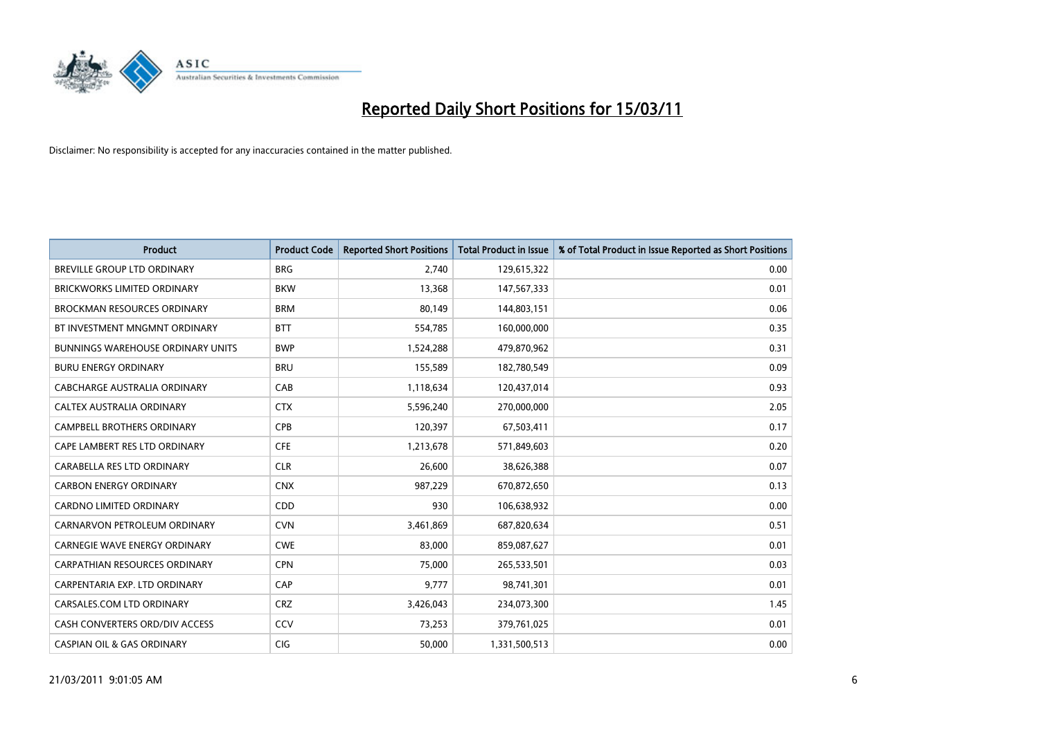# Reported Daily Short Positions for 15/03/11

Disclaimer: No responsibility is accepted for any inaccuracies contained in the matter published.

| Product | Product Code | Reported Short Positions | Total Product in Issue | % of Total Product in Issue Reported as Short Positions |
|---|---|---|---|---|
| BREVILLE GROUP LTD ORDINARY | BRG | 2,740 | 129,615,322 | 0.00 |
| BRICKWORKS LIMITED ORDINARY | BKW | 13,368 | 147,567,333 | 0.01 |
| BROCKMAN RESOURCES ORDINARY | BRM | 80,149 | 144,803,151 | 0.06 |
| BT INVESTMENT MNGMNT ORDINARY | BTT | 554,785 | 160,000,000 | 0.35 |
| BUNNINGS WAREHOUSE ORDINARY UNITS | BWP | 1,524,288 | 479,870,962 | 0.31 |
| BURU ENERGY ORDINARY | BRU | 155,589 | 182,780,549 | 0.09 |
| CABCHARGE AUSTRALIA ORDINARY | CAB | 1,118,634 | 120,437,014 | 0.93 |
| CALTEX AUSTRALIA ORDINARY | CTX | 5,596,240 | 270,000,000 | 2.05 |
| CAMPBELL BROTHERS ORDINARY | CPB | 120,397 | 67,503,411 | 0.17 |
| CAPE LAMBERT RES LTD ORDINARY | CFE | 1,213,678 | 571,849,603 | 0.20 |
| CARABELLA RES LTD ORDINARY | CLR | 26,600 | 38,626,388 | 0.07 |
| CARBON ENERGY ORDINARY | CNX | 987,229 | 670,872,650 | 0.13 |
| CARDNO LIMITED ORDINARY | CDD | 930 | 106,638,932 | 0.00 |
| CARNARVON PETROLEUM ORDINARY | CVN | 3,461,869 | 687,820,634 | 0.51 |
| CARNEGIE WAVE ENERGY ORDINARY | CWE | 83,000 | 859,087,627 | 0.01 |
| CARPATHIAN RESOURCES ORDINARY | CPN | 75,000 | 265,533,501 | 0.03 |
| CARPENTARIA EXP. LTD ORDINARY | CAP | 9,777 | 98,741,301 | 0.01 |
| CARSALES.COM LTD ORDINARY | CRZ | 3,426,043 | 234,073,300 | 1.45 |
| CASH CONVERTERS ORD/DIV ACCESS | CCV | 73,253 | 379,761,025 | 0.01 |
| CASPIAN OIL & GAS ORDINARY | CIG | 50,000 | 1,331,500,513 | 0.00 |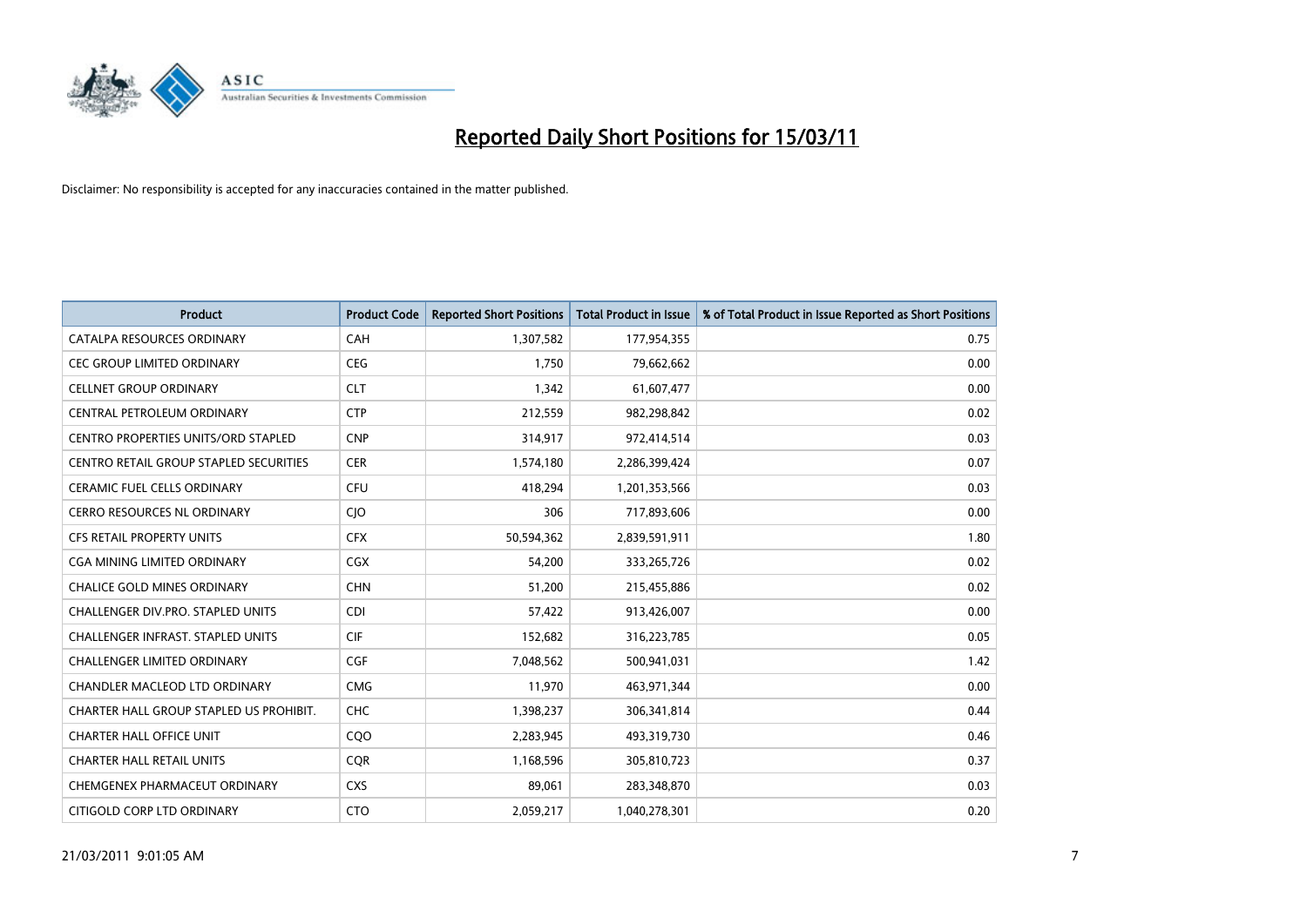# Reported Daily Short Positions for 15/03/11

Disclaimer: No responsibility is accepted for any inaccuracies contained in the matter published.

| Product | Product Code | Reported Short Positions | Total Product in Issue | % of Total Product in Issue Reported as Short Positions |
|---|---|---|---|---|
| CATALPA RESOURCES ORDINARY | CAH | 1,307,582 | 177,954,355 | 0.75 |
| CEC GROUP LIMITED ORDINARY | CEG | 1,750 | 79,662,662 | 0.00 |
| CELLNET GROUP ORDINARY | CLT | 1,342 | 61,607,477 | 0.00 |
| CENTRAL PETROLEUM ORDINARY | CTP | 212,559 | 982,298,842 | 0.02 |
| CENTRO PROPERTIES UNITS/ORD STAPLED | CNP | 314,917 | 972,414,514 | 0.03 |
| CENTRO RETAIL GROUP STAPLED SECURITIES | CER | 1,574,180 | 2,286,399,424 | 0.07 |
| CERAMIC FUEL CELLS ORDINARY | CFU | 418,294 | 1,201,353,566 | 0.03 |
| CERRO RESOURCES NL ORDINARY | CJO | 306 | 717,893,606 | 0.00 |
| CFS RETAIL PROPERTY UNITS | CFX | 50,594,362 | 2,839,591,911 | 1.80 |
| CGA MINING LIMITED ORDINARY | CGX | 54,200 | 333,265,726 | 0.02 |
| CHALICE GOLD MINES ORDINARY | CHN | 51,200 | 215,455,886 | 0.02 |
| CHALLENGER DIV.PRO. STAPLED UNITS | CDI | 57,422 | 913,426,007 | 0.00 |
| CHALLENGER INFRAST. STAPLED UNITS | CIF | 152,682 | 316,223,785 | 0.05 |
| CHALLENGER LIMITED ORDINARY | CGF | 7,048,562 | 500,941,031 | 1.42 |
| CHANDLER MACLEOD LTD ORDINARY | CMG | 11,970 | 463,971,344 | 0.00 |
| CHARTER HALL GROUP STAPLED US PROHIBIT. | CHC | 1,398,237 | 306,341,814 | 0.44 |
| CHARTER HALL OFFICE UNIT | CQO | 2,283,945 | 493,319,730 | 0.46 |
| CHARTER HALL RETAIL UNITS | CQR | 1,168,596 | 305,810,723 | 0.37 |
| CHEMGENEX PHARMACEUT ORDINARY | CXS | 89,061 | 283,348,870 | 0.03 |
| CITIGOLD CORP LTD ORDINARY | CTO | 2,059,217 | 1,040,278,301 | 0.20 |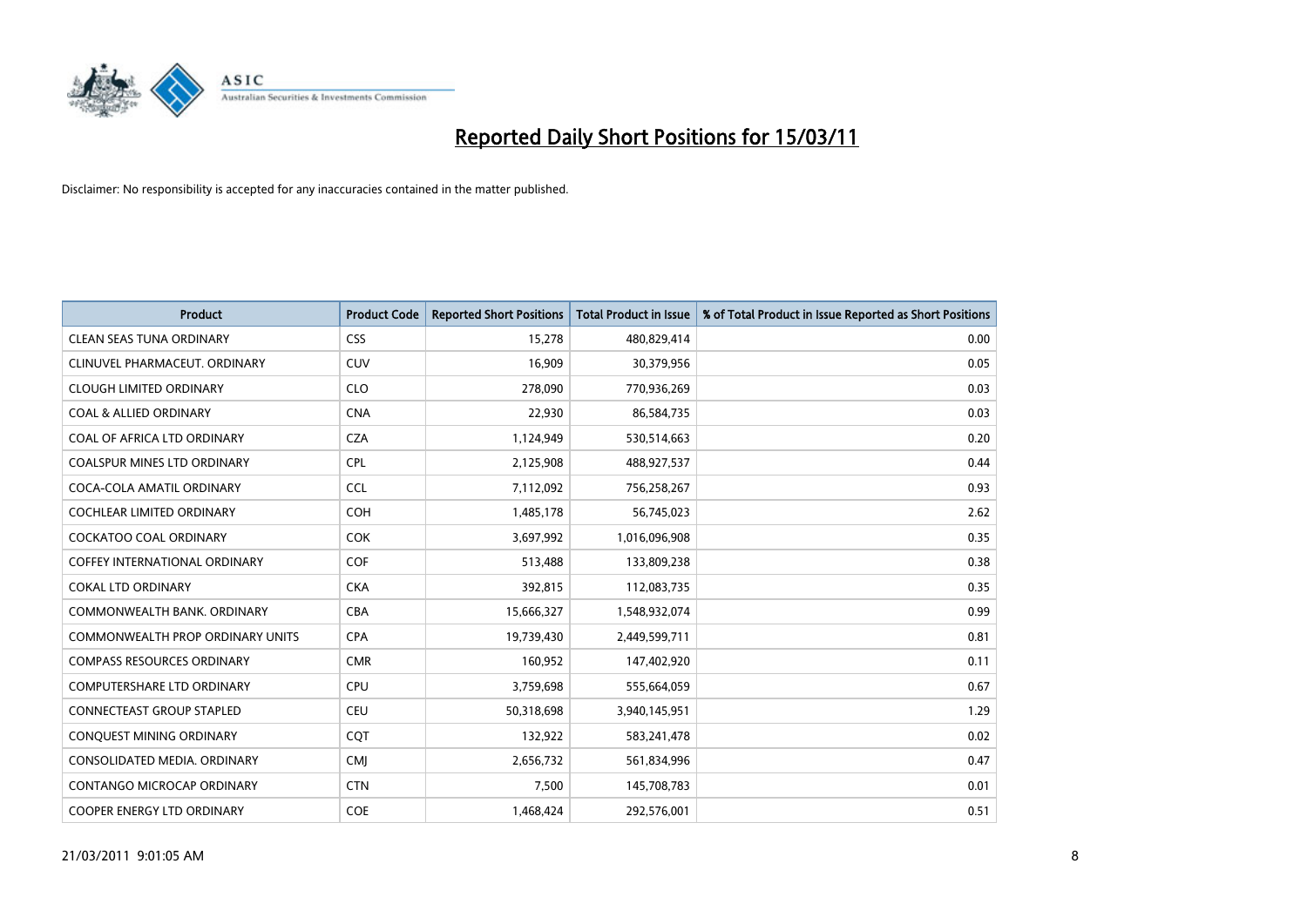# Reported Daily Short Positions for 15/03/11

Disclaimer: No responsibility is accepted for any inaccuracies contained in the matter published.

| Product | Product Code | Reported Short Positions | Total Product in Issue | % of Total Product in Issue Reported as Short Positions |
|---|---|---|---|---|
| CLEAN SEAS TUNA ORDINARY | CSS | 15,278 | 480,829,414 | 0.00 |
| CLINUVEL PHARMACEUT. ORDINARY | CUV | 16,909 | 30,379,956 | 0.05 |
| CLOUGH LIMITED ORDINARY | CLO | 278,090 | 770,936,269 | 0.03 |
| COAL & ALLIED ORDINARY | CNA | 22,930 | 86,584,735 | 0.03 |
| COAL OF AFRICA LTD ORDINARY | CZA | 1,124,949 | 530,514,663 | 0.20 |
| COALSPUR MINES LTD ORDINARY | CPL | 2,125,908 | 488,927,537 | 0.44 |
| COCA-COLA AMATIL ORDINARY | CCL | 7,112,092 | 756,258,267 | 0.93 |
| COCHLEAR LIMITED ORDINARY | COH | 1,485,178 | 56,745,023 | 2.62 |
| COCKATOO COAL ORDINARY | COK | 3,697,992 | 1,016,096,908 | 0.35 |
| COFFEY INTERNATIONAL ORDINARY | COF | 513,488 | 133,809,238 | 0.38 |
| COKAL LTD ORDINARY | CKA | 392,815 | 112,083,735 | 0.35 |
| COMMONWEALTH BANK. ORDINARY | CBA | 15,666,327 | 1,548,932,074 | 0.99 |
| COMMONWEALTH PROP ORDINARY UNITS | CPA | 19,739,430 | 2,449,599,711 | 0.81 |
| COMPASS RESOURCES ORDINARY | CMR | 160,952 | 147,402,920 | 0.11 |
| COMPUTERSHARE LTD ORDINARY | CPU | 3,759,698 | 555,664,059 | 0.67 |
| CONNECTEAST GROUP STAPLED | CEU | 50,318,698 | 3,940,145,951 | 1.29 |
| CONQUEST MINING ORDINARY | CQT | 132,922 | 583,241,478 | 0.02 |
| CONSOLIDATED MEDIA. ORDINARY | CMJ | 2,656,732 | 561,834,996 | 0.47 |
| CONTANGO MICROCAP ORDINARY | CTN | 7,500 | 145,708,783 | 0.01 |
| COOPER ENERGY LTD ORDINARY | COE | 1,468,424 | 292,576,001 | 0.51 |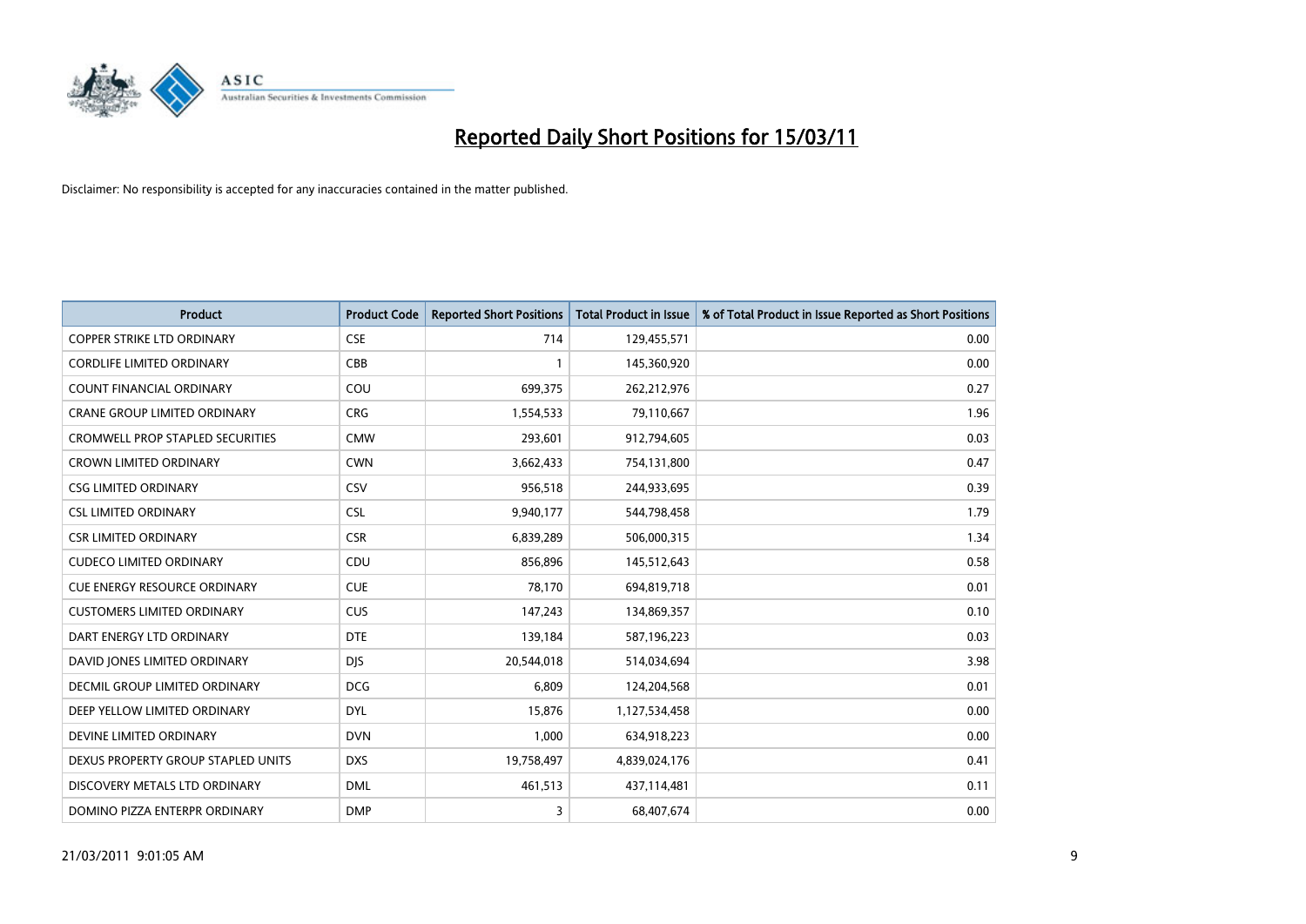# Reported Daily Short Positions for 15/03/11

Disclaimer: No responsibility is accepted for any inaccuracies contained in the matter published.

| Product | Product Code | Reported Short Positions | Total Product in Issue | % of Total Product in Issue Reported as Short Positions |
|---|---|---|---|---|
| COPPER STRIKE LTD ORDINARY | CSE | 714 | 129,455,571 | 0.00 |
| CORDLIFE LIMITED ORDINARY | CBB | 1 | 145,360,920 | 0.00 |
| COUNT FINANCIAL ORDINARY | COU | 699,375 | 262,212,976 | 0.27 |
| CRANE GROUP LIMITED ORDINARY | CRG | 1,554,533 | 79,110,667 | 1.96 |
| CROMWELL PROP STAPLED SECURITIES | CMW | 293,601 | 912,794,605 | 0.03 |
| CROWN LIMITED ORDINARY | CWN | 3,662,433 | 754,131,800 | 0.47 |
| CSG LIMITED ORDINARY | CSV | 956,518 | 244,933,695 | 0.39 |
| CSL LIMITED ORDINARY | CSL | 9,940,177 | 544,798,458 | 1.79 |
| CSR LIMITED ORDINARY | CSR | 6,839,289 | 506,000,315 | 1.34 |
| CUDECO LIMITED ORDINARY | CDU | 856,896 | 145,512,643 | 0.58 |
| CUE ENERGY RESOURCE ORDINARY | CUE | 78,170 | 694,819,718 | 0.01 |
| CUSTOMERS LIMITED ORDINARY | CUS | 147,243 | 134,869,357 | 0.10 |
| DART ENERGY LTD ORDINARY | DTE | 139,184 | 587,196,223 | 0.03 |
| DAVID JONES LIMITED ORDINARY | DJS | 20,544,018 | 514,034,694 | 3.98 |
| DECMIL GROUP LIMITED ORDINARY | DCG | 6,809 | 124,204,568 | 0.01 |
| DEEP YELLOW LIMITED ORDINARY | DYL | 15,876 | 1,127,534,458 | 0.00 |
| DEVINE LIMITED ORDINARY | DVN | 1,000 | 634,918,223 | 0.00 |
| DEXUS PROPERTY GROUP STAPLED UNITS | DXS | 19,758,497 | 4,839,024,176 | 0.41 |
| DISCOVERY METALS LTD ORDINARY | DML | 461,513 | 437,114,481 | 0.11 |
| DOMINO PIZZA ENTERPR ORDINARY | DMP | 3 | 68,407,674 | 0.00 |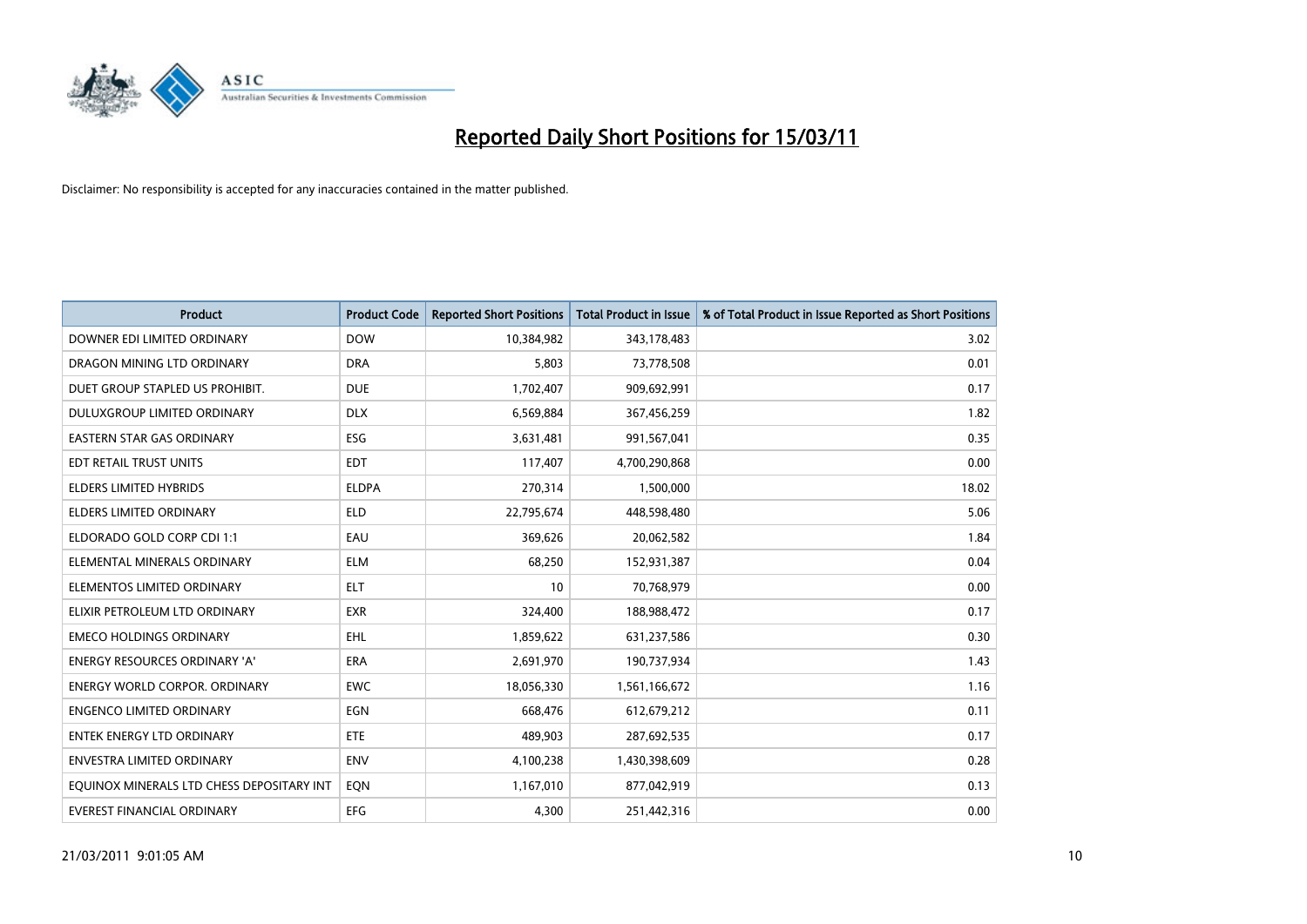# Reported Daily Short Positions for 15/03/11

Disclaimer: No responsibility is accepted for any inaccuracies contained in the matter published.

| Product | Product Code | Reported Short Positions | Total Product in Issue | % of Total Product in Issue Reported as Short Positions |
|---|---|---|---|---|
| DOWNER EDI LIMITED ORDINARY | DOW | 10,384,982 | 343,178,483 | 3.02 |
| DRAGON MINING LTD ORDINARY | DRA | 5,803 | 73,778,508 | 0.01 |
| DUET GROUP STAPLED US PROHIBIT. | DUE | 1,702,407 | 909,692,991 | 0.17 |
| DULUXGROUP LIMITED ORDINARY | DLX | 6,569,884 | 367,456,259 | 1.82 |
| EASTERN STAR GAS ORDINARY | ESG | 3,631,481 | 991,567,041 | 0.35 |
| EDT RETAIL TRUST UNITS | EDT | 117,407 | 4,700,290,868 | 0.00 |
| ELDERS LIMITED HYBRIDS | ELDPA | 270,314 | 1,500,000 | 18.02 |
| ELDERS LIMITED ORDINARY | ELD | 22,795,674 | 448,598,480 | 5.06 |
| ELDORADO GOLD CORP CDI 1:1 | EAU | 369,626 | 20,062,582 | 1.84 |
| ELEMENTAL MINERALS ORDINARY | ELM | 68,250 | 152,931,387 | 0.04 |
| ELEMENTOS LIMITED ORDINARY | ELT | 10 | 70,768,979 | 0.00 |
| ELIXIR PETROLEUM LTD ORDINARY | EXR | 324,400 | 188,988,472 | 0.17 |
| EMECO HOLDINGS ORDINARY | EHL | 1,859,622 | 631,237,586 | 0.30 |
| ENERGY RESOURCES ORDINARY 'A' | ERA | 2,691,970 | 190,737,934 | 1.43 |
| ENERGY WORLD CORPOR. ORDINARY | EWC | 18,056,330 | 1,561,166,672 | 1.16 |
| ENGENCO LIMITED ORDINARY | EGN | 668,476 | 612,679,212 | 0.11 |
| ENTEK ENERGY LTD ORDINARY | ETE | 489,903 | 287,692,535 | 0.17 |
| ENVESTRA LIMITED ORDINARY | ENV | 4,100,238 | 1,430,398,609 | 0.28 |
| EQUINOX MINERALS LTD CHESS DEPOSITARY INT | EQN | 1,167,010 | 877,042,919 | 0.13 |
| EVEREST FINANCIAL ORDINARY | EFG | 4,300 | 251,442,316 | 0.00 |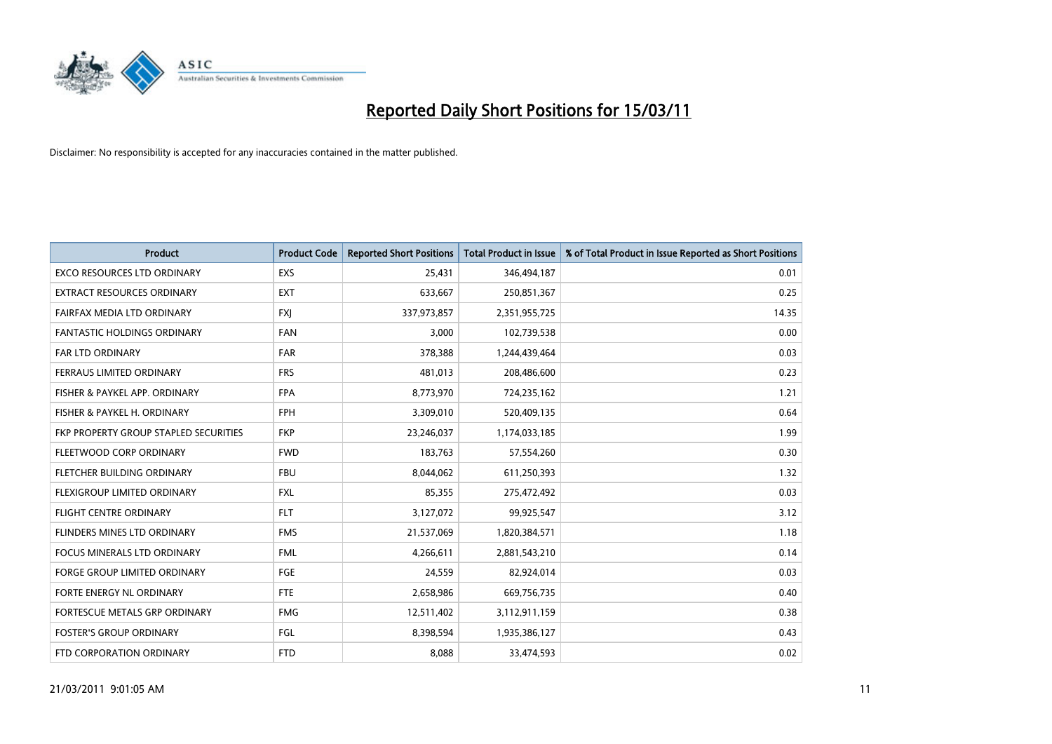# Reported Daily Short Positions for 15/03/11

Disclaimer: No responsibility is accepted for any inaccuracies contained in the matter published.

| Product | Product Code | Reported Short Positions | Total Product in Issue | % of Total Product in Issue Reported as Short Positions |
|---|---|---|---|---|
| EXCO RESOURCES LTD ORDINARY | EXS | 25,431 | 346,494,187 | 0.01 |
| EXTRACT RESOURCES ORDINARY | EXT | 633,667 | 250,851,367 | 0.25 |
| FAIRFAX MEDIA LTD ORDINARY | FXJ | 337,973,857 | 2,351,955,725 | 14.35 |
| FANTASTIC HOLDINGS ORDINARY | FAN | 3,000 | 102,739,538 | 0.00 |
| FAR LTD ORDINARY | FAR | 378,388 | 1,244,439,464 | 0.03 |
| FERRAUS LIMITED ORDINARY | FRS | 481,013 | 208,486,600 | 0.23 |
| FISHER & PAYKEL APP. ORDINARY | FPA | 8,773,970 | 724,235,162 | 1.21 |
| FISHER & PAYKEL H. ORDINARY | FPH | 3,309,010 | 520,409,135 | 0.64 |
| FKP PROPERTY GROUP STAPLED SECURITIES | FKP | 23,246,037 | 1,174,033,185 | 1.99 |
| FLEETWOOD CORP ORDINARY | FWD | 183,763 | 57,554,260 | 0.30 |
| FLETCHER BUILDING ORDINARY | FBU | 8,044,062 | 611,250,393 | 1.32 |
| FLEXIGROUP LIMITED ORDINARY | FXL | 85,355 | 275,472,492 | 0.03 |
| FLIGHT CENTRE ORDINARY | FLT | 3,127,072 | 99,925,547 | 3.12 |
| FLINDERS MINES LTD ORDINARY | FMS | 21,537,069 | 1,820,384,571 | 1.18 |
| FOCUS MINERALS LTD ORDINARY | FML | 4,266,611 | 2,881,543,210 | 0.14 |
| FORGE GROUP LIMITED ORDINARY | FGE | 24,559 | 82,924,014 | 0.03 |
| FORTE ENERGY NL ORDINARY | FTE | 2,658,986 | 669,756,735 | 0.40 |
| FORTESCUE METALS GRP ORDINARY | FMG | 12,511,402 | 3,112,911,159 | 0.38 |
| FOSTER'S GROUP ORDINARY | FGL | 8,398,594 | 1,935,386,127 | 0.43 |
| FTD CORPORATION ORDINARY | FTD | 8,088 | 33,474,593 | 0.02 |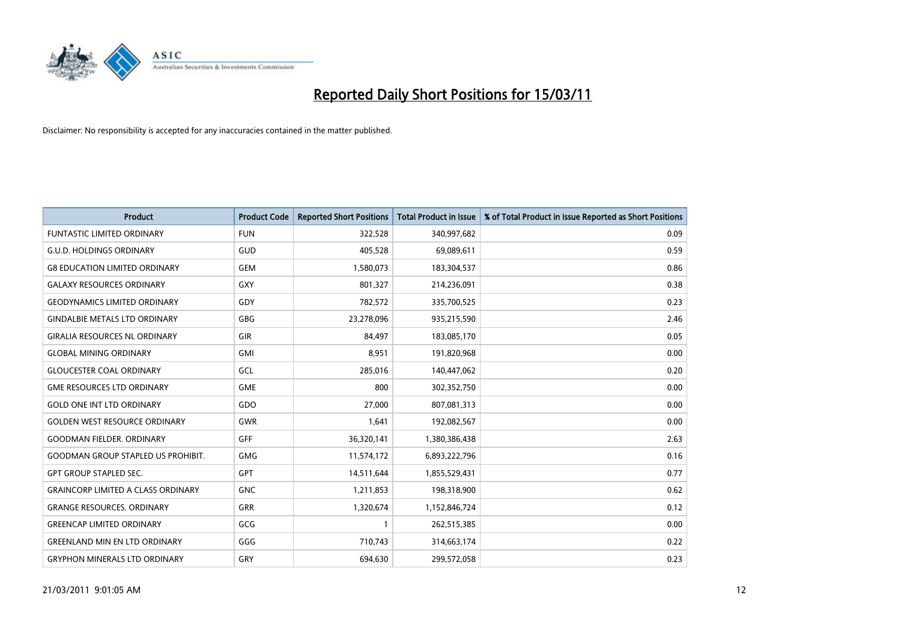# Reported Daily Short Positions for 15/03/11

Disclaimer: No responsibility is accepted for any inaccuracies contained in the matter published.

| Product | Product Code | Reported Short Positions | Total Product in Issue | % of Total Product in Issue Reported as Short Positions |
|---|---|---|---|---|
| FUNTASTIC LIMITED ORDINARY | FUN | 322,528 | 340,997,682 | 0.09 |
| G.U.D. HOLDINGS ORDINARY | GUD | 405,528 | 69,089,611 | 0.59 |
| G8 EDUCATION LIMITED ORDINARY | GEM | 1,580,073 | 183,304,537 | 0.86 |
| GALAXY RESOURCES ORDINARY | GXY | 801,327 | 214,236,091 | 0.38 |
| GEODYNAMICS LIMITED ORDINARY | GDY | 782,572 | 335,700,525 | 0.23 |
| GINDALBIE METALS LTD ORDINARY | GBG | 23,278,096 | 935,215,590 | 2.46 |
| GIRALIA RESOURCES NL ORDINARY | GIR | 84,497 | 183,085,170 | 0.05 |
| GLOBAL MINING ORDINARY | GMI | 8,951 | 191,820,968 | 0.00 |
| GLOUCESTER COAL ORDINARY | GCL | 285,016 | 140,447,062 | 0.20 |
| GME RESOURCES LTD ORDINARY | GME | 800 | 302,352,750 | 0.00 |
| GOLD ONE INT LTD ORDINARY | GDO | 27,000 | 807,081,313 | 0.00 |
| GOLDEN WEST RESOURCE ORDINARY | GWR | 1,641 | 192,082,567 | 0.00 |
| GOODMAN FIELDER. ORDINARY | GFF | 36,320,141 | 1,380,386,438 | 2.63 |
| GOODMAN GROUP STAPLED US PROHIBIT. | GMG | 11,574,172 | 6,893,222,796 | 0.16 |
| GPT GROUP STAPLED SEC. | GPT | 14,511,644 | 1,855,529,431 | 0.77 |
| GRAINCORP LIMITED A CLASS ORDINARY | GNC | 1,211,853 | 198,318,900 | 0.62 |
| GRANGE RESOURCES. ORDINARY | GRR | 1,320,674 | 1,152,846,724 | 0.12 |
| GREENCAP LIMITED ORDINARY | GCG | 1 | 262,515,385 | 0.00 |
| GREENLAND MIN EN LTD ORDINARY | GGG | 710,743 | 314,663,174 | 0.22 |
| GRYPHON MINERALS LTD ORDINARY | GRY | 694,630 | 299,572,058 | 0.23 |

21/03/2011 9:01:05 AM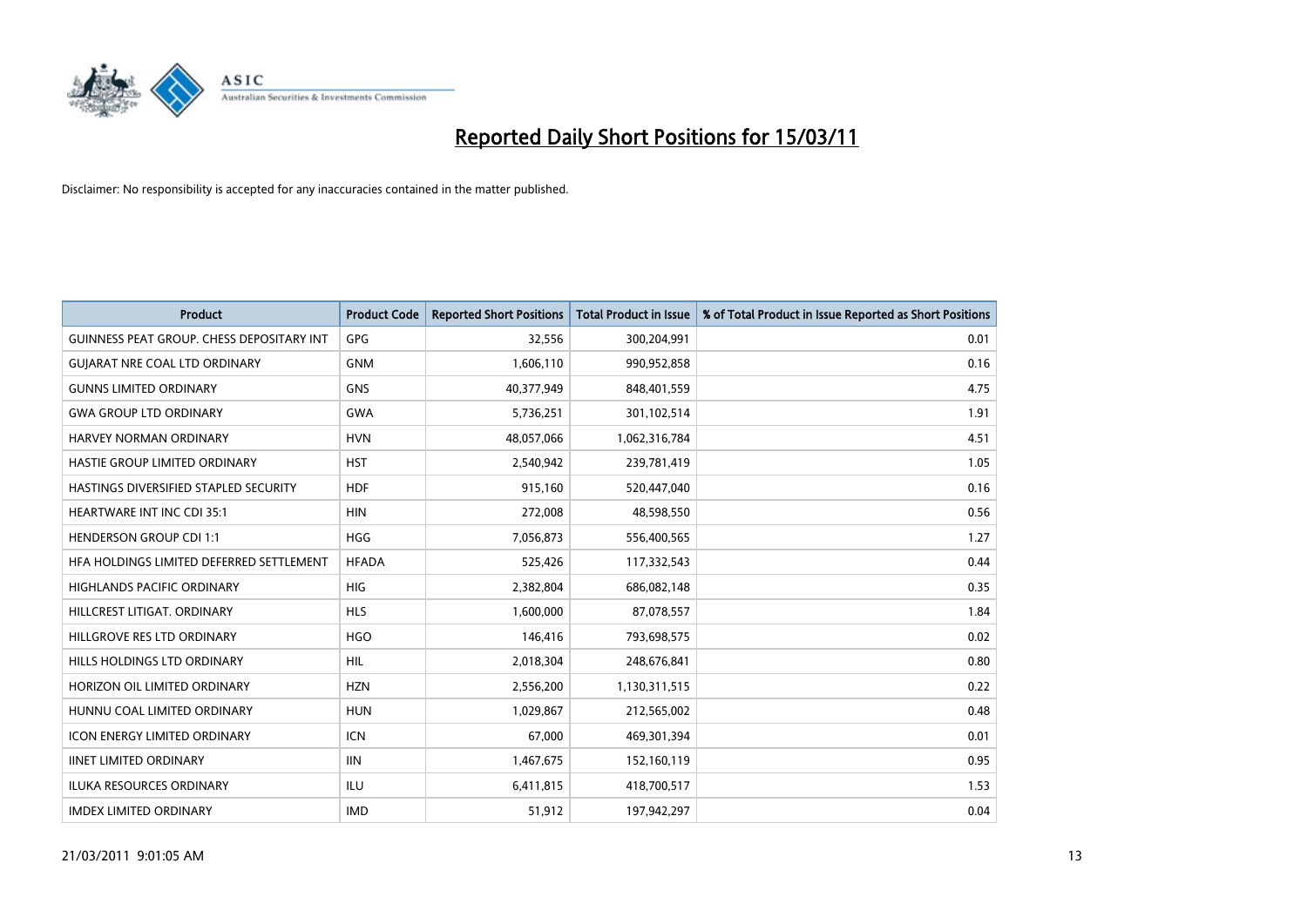# Reported Daily Short Positions for 15/03/11

Disclaimer: No responsibility is accepted for any inaccuracies contained in the matter published.

| Product | Product Code | Reported Short Positions | Total Product in Issue | % of Total Product in Issue Reported as Short Positions |
|---|---|---|---|---|
| GUINNESS PEAT GROUP. CHESS DEPOSITARY INT | GPG | 32,556 | 300,204,991 | 0.01 |
| GUJARAT NRE COAL LTD ORDINARY | GNM | 1,606,110 | 990,952,858 | 0.16 |
| GUNNS LIMITED ORDINARY | GNS | 40,377,949 | 848,401,559 | 4.75 |
| GWA GROUP LTD ORDINARY | GWA | 5,736,251 | 301,102,514 | 1.91 |
| HARVEY NORMAN ORDINARY | HVN | 48,057,066 | 1,062,316,784 | 4.51 |
| HASTIE GROUP LIMITED ORDINARY | HST | 2,540,942 | 239,781,419 | 1.05 |
| HASTINGS DIVERSIFIED STAPLED SECURITY | HDF | 915,160 | 520,447,040 | 0.16 |
| HEARTWARE INT INC CDI 35:1 | HIN | 272,008 | 48,598,550 | 0.56 |
| HENDERSON GROUP CDI 1:1 | HGG | 7,056,873 | 556,400,565 | 1.27 |
| HFA HOLDINGS LIMITED DEFERRED SETTLEMENT | HFADA | 525,426 | 117,332,543 | 0.44 |
| HIGHLANDS PACIFIC ORDINARY | HIG | 2,382,804 | 686,082,148 | 0.35 |
| HILLCREST LITIGAT. ORDINARY | HLS | 1,600,000 | 87,078,557 | 1.84 |
| HILLGROVE RES LTD ORDINARY | HGO | 146,416 | 793,698,575 | 0.02 |
| HILLS HOLDINGS LTD ORDINARY | HIL | 2,018,304 | 248,676,841 | 0.80 |
| HORIZON OIL LIMITED ORDINARY | HZN | 2,556,200 | 1,130,311,515 | 0.22 |
| HUNNU COAL LIMITED ORDINARY | HUN | 1,029,867 | 212,565,002 | 0.48 |
| ICON ENERGY LIMITED ORDINARY | ICN | 67,000 | 469,301,394 | 0.01 |
| IINET LIMITED ORDINARY | IIN | 1,467,675 | 152,160,119 | 0.95 |
| ILUKA RESOURCES ORDINARY | ILU | 6,411,815 | 418,700,517 | 1.53 |
| IMDEX LIMITED ORDINARY | IMD | 51,912 | 197,942,297 | 0.04 |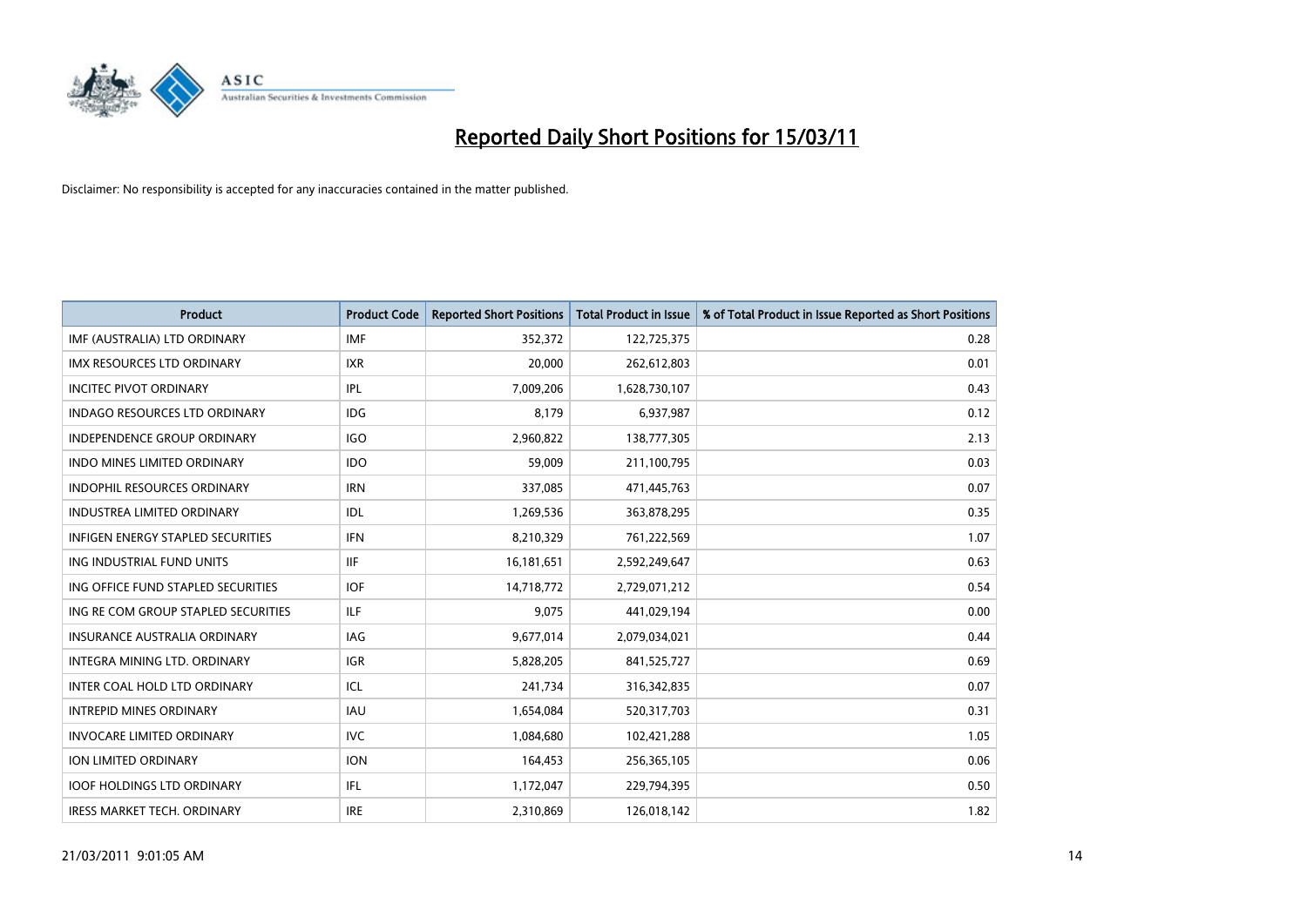# Reported Daily Short Positions for 15/03/11

Disclaimer: No responsibility is accepted for any inaccuracies contained in the matter published.

| Product | Product Code | Reported Short Positions | Total Product in Issue | % of Total Product in Issue Reported as Short Positions |
|---|---|---|---|---|
| IMF (AUSTRALIA) LTD ORDINARY | IMF | 352,372 | 122,725,375 | 0.28 |
| IMX RESOURCES LTD ORDINARY | IXR | 20,000 | 262,612,803 | 0.01 |
| INCITEC PIVOT ORDINARY | IPL | 7,009,206 | 1,628,730,107 | 0.43 |
| INDAGO RESOURCES LTD ORDINARY | IDG | 8,179 | 6,937,987 | 0.12 |
| INDEPENDENCE GROUP ORDINARY | IGO | 2,960,822 | 138,777,305 | 2.13 |
| INDO MINES LIMITED ORDINARY | IDO | 59,009 | 211,100,795 | 0.03 |
| INDOPHIL RESOURCES ORDINARY | IRN | 337,085 | 471,445,763 | 0.07 |
| INDUSTREA LIMITED ORDINARY | IDL | 1,269,536 | 363,878,295 | 0.35 |
| INFIGEN ENERGY STAPLED SECURITIES | IFN | 8,210,329 | 761,222,569 | 1.07 |
| ING INDUSTRIAL FUND UNITS | IIF | 16,181,651 | 2,592,249,647 | 0.63 |
| ING OFFICE FUND STAPLED SECURITIES | IOF | 14,718,772 | 2,729,071,212 | 0.54 |
| ING RE COM GROUP STAPLED SECURITIES | ILF | 9,075 | 441,029,194 | 0.00 |
| INSURANCE AUSTRALIA ORDINARY | IAG | 9,677,014 | 2,079,034,021 | 0.44 |
| INTEGRA MINING LTD. ORDINARY | IGR | 5,828,205 | 841,525,727 | 0.69 |
| INTER COAL HOLD LTD ORDINARY | ICL | 241,734 | 316,342,835 | 0.07 |
| INTREPID MINES ORDINARY | IAU | 1,654,084 | 520,317,703 | 0.31 |
| INVOCARE LIMITED ORDINARY | IVC | 1,084,680 | 102,421,288 | 1.05 |
| ION LIMITED ORDINARY | ION | 164,453 | 256,365,105 | 0.06 |
| IOOF HOLDINGS LTD ORDINARY | IFL | 1,172,047 | 229,794,395 | 0.50 |
| IRESS MARKET TECH. ORDINARY | IRE | 2,310,869 | 126,018,142 | 1.82 |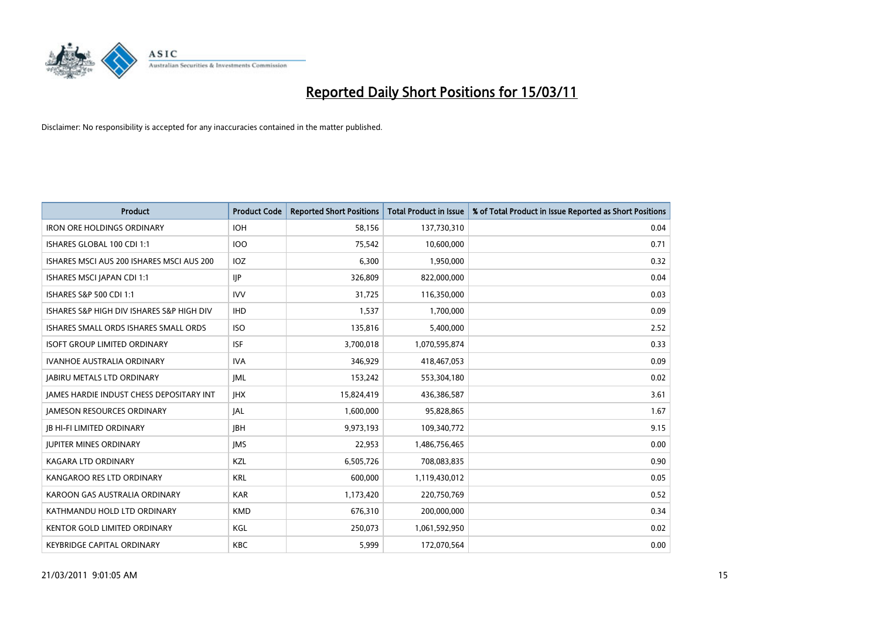# Reported Daily Short Positions for 15/03/11

Disclaimer: No responsibility is accepted for any inaccuracies contained in the matter published.

| Product | Product Code | Reported Short Positions | Total Product in Issue | % of Total Product in Issue Reported as Short Positions |
|---|---|---|---|---|
| IRON ORE HOLDINGS ORDINARY | IOH | 58,156 | 137,730,310 | 0.04 |
| ISHARES GLOBAL 100 CDI 1:1 | IOO | 75,542 | 10,600,000 | 0.71 |
| ISHARES MSCI AUS 200 ISHARES MSCI AUS 200 | IOZ | 6,300 | 1,950,000 | 0.32 |
| ISHARES MSCI JAPAN CDI 1:1 | IJP | 326,809 | 822,000,000 | 0.04 |
| ISHARES S&P 500 CDI 1:1 | IVV | 31,725 | 116,350,000 | 0.03 |
| ISHARES S&P HIGH DIV ISHARES S&P HIGH DIV | IHD | 1,537 | 1,700,000 | 0.09 |
| ISHARES SMALL ORDS ISHARES SMALL ORDS | ISO | 135,816 | 5,400,000 | 2.52 |
| ISOFT GROUP LIMITED ORDINARY | ISF | 3,700,018 | 1,070,595,874 | 0.33 |
| IVANHOE AUSTRALIA ORDINARY | IVA | 346,929 | 418,467,053 | 0.09 |
| JABIRU METALS LTD ORDINARY | JML | 153,242 | 553,304,180 | 0.02 |
| JAMES HARDIE INDUST CHESS DEPOSITARY INT | JHX | 15,824,419 | 436,386,587 | 3.61 |
| JAMESON RESOURCES ORDINARY | JAL | 1,600,000 | 95,828,865 | 1.67 |
| JB HI-FI LIMITED ORDINARY | JBH | 9,973,193 | 109,340,772 | 9.15 |
| JUPITER MINES ORDINARY | JMS | 22,953 | 1,486,756,465 | 0.00 |
| KAGARA LTD ORDINARY | KZL | 6,505,726 | 708,083,835 | 0.90 |
| KANGAROO RES LTD ORDINARY | KRL | 600,000 | 1,119,430,012 | 0.05 |
| KAROON GAS AUSTRALIA ORDINARY | KAR | 1,173,420 | 220,750,769 | 0.52 |
| KATHMANDU HOLD LTD ORDINARY | KMD | 676,310 | 200,000,000 | 0.34 |
| KENTOR GOLD LIMITED ORDINARY | KGL | 250,073 | 1,061,592,950 | 0.02 |
| KEYBRIDGE CAPITAL ORDINARY | KBC | 5,999 | 172,070,564 | 0.00 |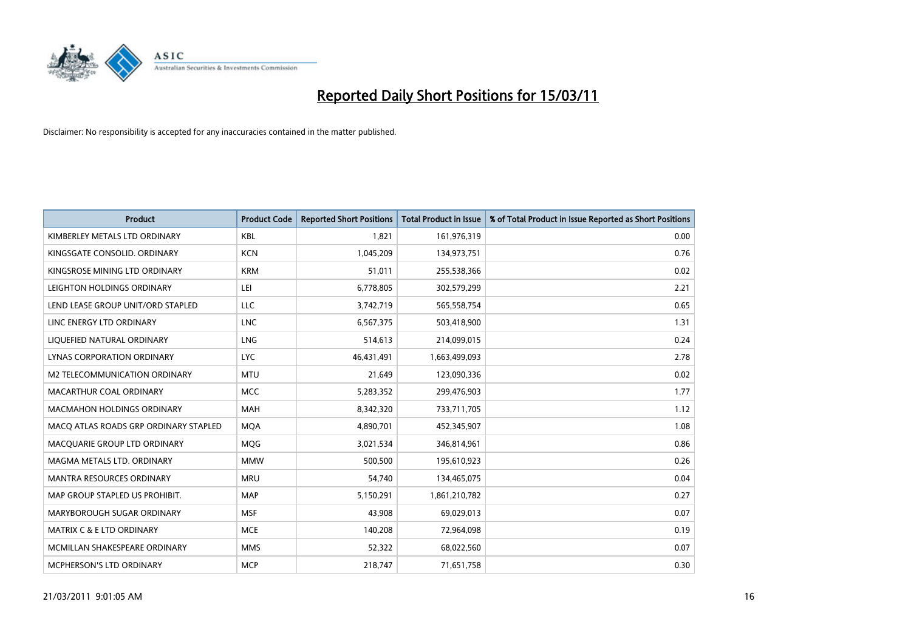# Reported Daily Short Positions for 15/03/11

Disclaimer: No responsibility is accepted for any inaccuracies contained in the matter published.

| Product | Product Code | Reported Short Positions | Total Product in Issue | % of Total Product in Issue Reported as Short Positions |
|---|---|---|---|---|
| KIMBERLEY METALS LTD ORDINARY | KBL | 1,821 | 161,976,319 | 0.00 |
| KINGSGATE CONSOLID. ORDINARY | KCN | 1,045,209 | 134,973,751 | 0.76 |
| KINGSROSE MINING LTD ORDINARY | KRM | 51,011 | 255,538,366 | 0.02 |
| LEIGHTON HOLDINGS ORDINARY | LEI | 6,778,805 | 302,579,299 | 2.21 |
| LEND LEASE GROUP UNIT/ORD STAPLED | LLC | 3,742,719 | 565,558,754 | 0.65 |
| LINC ENERGY LTD ORDINARY | LNC | 6,567,375 | 503,418,900 | 1.31 |
| LIQUEFIED NATURAL ORDINARY | LNG | 514,613 | 214,099,015 | 0.24 |
| LYNAS CORPORATION ORDINARY | LYC | 46,431,491 | 1,663,499,093 | 2.78 |
| M2 TELECOMMUNICATION ORDINARY | MTU | 21,649 | 123,090,336 | 0.02 |
| MACARTHUR COAL ORDINARY | MCC | 5,283,352 | 299,476,903 | 1.77 |
| MACMAHON HOLDINGS ORDINARY | MAH | 8,342,320 | 733,711,705 | 1.12 |
| MACQ ATLAS ROADS GRP ORDINARY STAPLED | MQA | 4,890,701 | 452,345,907 | 1.08 |
| MACQUARIE GROUP LTD ORDINARY | MQG | 3,021,534 | 346,814,961 | 0.86 |
| MAGMA METALS LTD. ORDINARY | MMW | 500,500 | 195,610,923 | 0.26 |
| MANTRA RESOURCES ORDINARY | MRU | 54,740 | 134,465,075 | 0.04 |
| MAP GROUP STAPLED US PROHIBIT. | MAP | 5,150,291 | 1,861,210,782 | 0.27 |
| MARYBOROUGH SUGAR ORDINARY | MSF | 43,908 | 69,029,013 | 0.07 |
| MATRIX C & E LTD ORDINARY | MCE | 140,208 | 72,964,098 | 0.19 |
| MCMILLAN SHAKESPEARE ORDINARY | MMS | 52,322 | 68,022,560 | 0.07 |
| MCPHERSON'S LTD ORDINARY | MCP | 218,747 | 71,651,758 | 0.30 |

21/03/2011 9:01:05 AM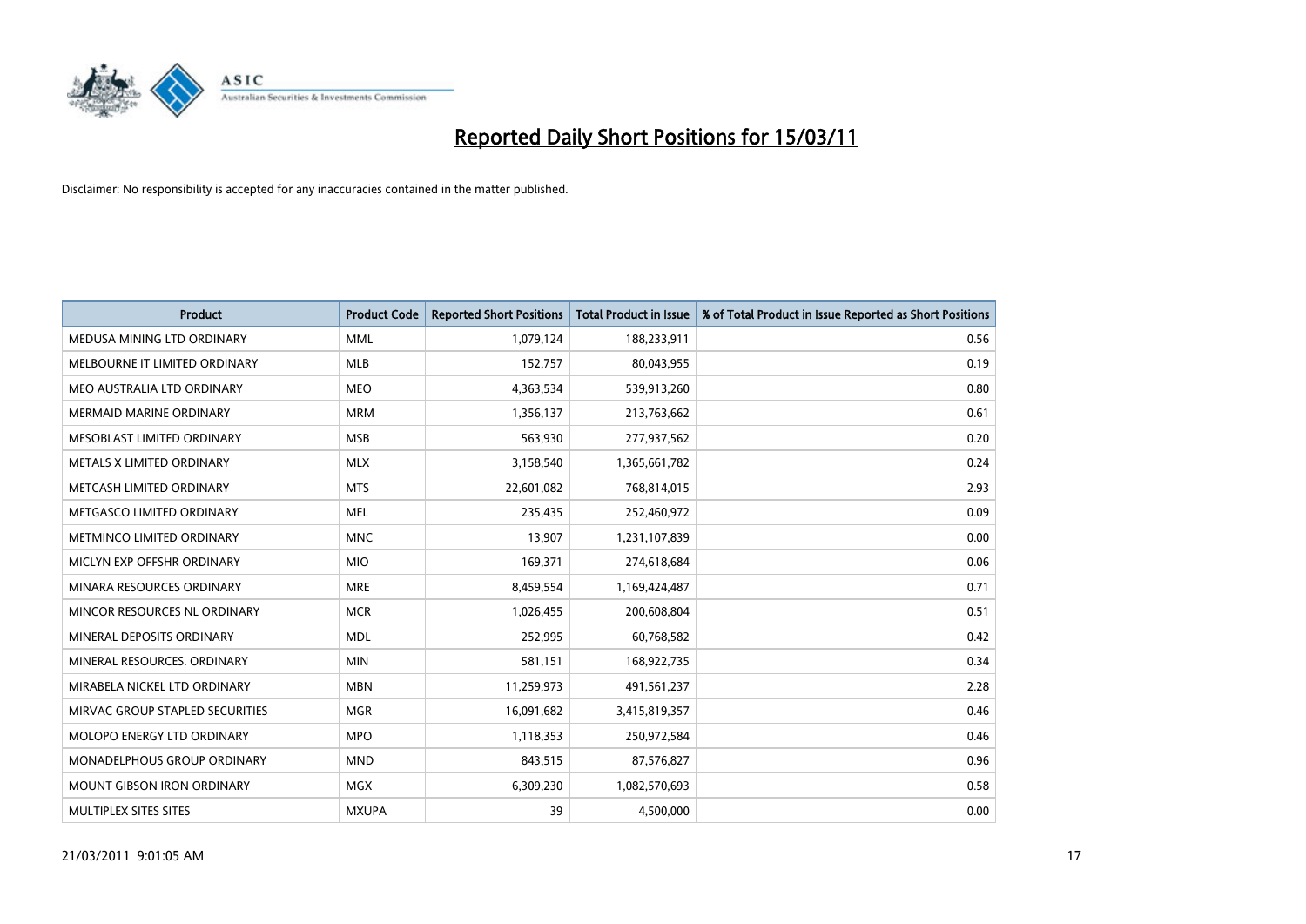# Reported Daily Short Positions for 15/03/11

Disclaimer: No responsibility is accepted for any inaccuracies contained in the matter published.

| Product | Product Code | Reported Short Positions | Total Product in Issue | % of Total Product in Issue Reported as Short Positions |
|---|---|---|---|---|
| MEDUSA MINING LTD ORDINARY | MML | 1,079,124 | 188,233,911 | 0.56 |
| MELBOURNE IT LIMITED ORDINARY | MLB | 152,757 | 80,043,955 | 0.19 |
| MEO AUSTRALIA LTD ORDINARY | MEO | 4,363,534 | 539,913,260 | 0.80 |
| MERMAID MARINE ORDINARY | MRM | 1,356,137 | 213,763,662 | 0.61 |
| MESOBLAST LIMITED ORDINARY | MSB | 563,930 | 277,937,562 | 0.20 |
| METALS X LIMITED ORDINARY | MLX | 3,158,540 | 1,365,661,782 | 0.24 |
| METCASH LIMITED ORDINARY | MTS | 22,601,082 | 768,814,015 | 2.93 |
| METGASCO LIMITED ORDINARY | MEL | 235,435 | 252,460,972 | 0.09 |
| METMINCO LIMITED ORDINARY | MNC | 13,907 | 1,231,107,839 | 0.00 |
| MICLYN EXP OFFSHR ORDINARY | MIO | 169,371 | 274,618,684 | 0.06 |
| MINARA RESOURCES ORDINARY | MRE | 8,459,554 | 1,169,424,487 | 0.71 |
| MINCOR RESOURCES NL ORDINARY | MCR | 1,026,455 | 200,608,804 | 0.51 |
| MINERAL DEPOSITS ORDINARY | MDL | 252,995 | 60,768,582 | 0.42 |
| MINERAL RESOURCES. ORDINARY | MIN | 581,151 | 168,922,735 | 0.34 |
| MIRABELA NICKEL LTD ORDINARY | MBN | 11,259,973 | 491,561,237 | 2.28 |
| MIRVAC GROUP STAPLED SECURITIES | MGR | 16,091,682 | 3,415,819,357 | 0.46 |
| MOLOPO ENERGY LTD ORDINARY | MPO | 1,118,353 | 250,972,584 | 0.46 |
| MONADELPHOUS GROUP ORDINARY | MND | 843,515 | 87,576,827 | 0.96 |
| MOUNT GIBSON IRON ORDINARY | MGX | 6,309,230 | 1,082,570,693 | 0.58 |
| MULTIPLEX SITES SITES | MXUPA | 39 | 4,500,000 | 0.00 |

21/03/2011 9:01:05 AM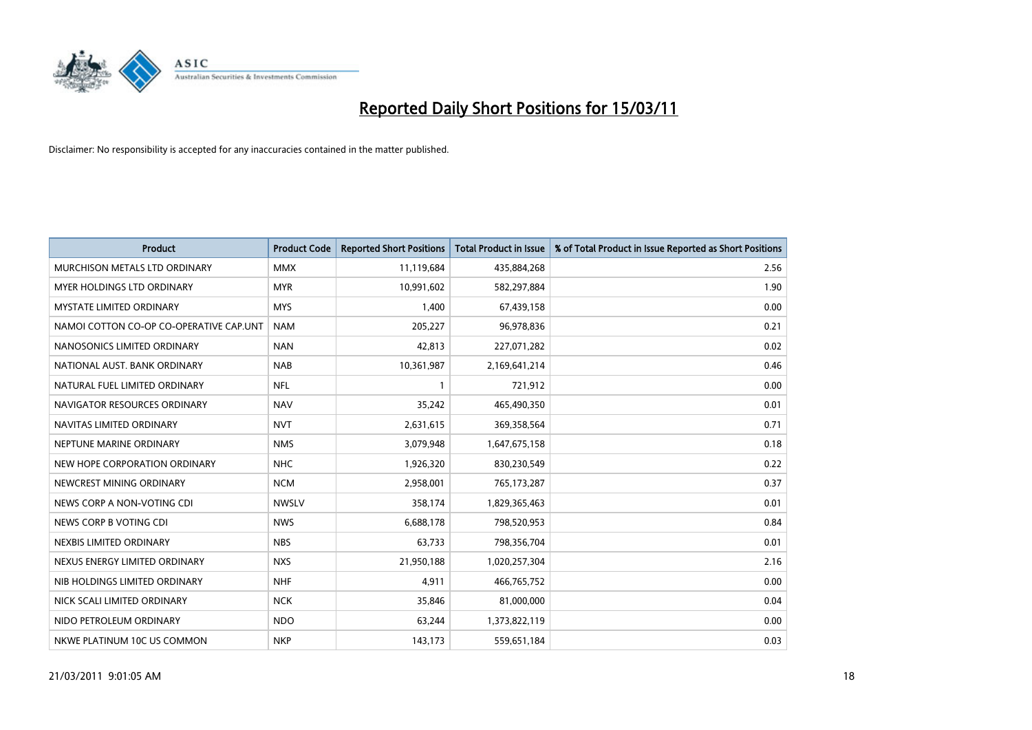# Reported Daily Short Positions for 15/03/11

Disclaimer: No responsibility is accepted for any inaccuracies contained in the matter published.

| Product | Product Code | Reported Short Positions | Total Product in Issue | % of Total Product in Issue Reported as Short Positions |
|---|---|---|---|---|
| MURCHISON METALS LTD ORDINARY | MMX | 11,119,684 | 435,884,268 | 2.56 |
| MYER HOLDINGS LTD ORDINARY | MYR | 10,991,602 | 582,297,884 | 1.90 |
| MYSTATE LIMITED ORDINARY | MYS | 1,400 | 67,439,158 | 0.00 |
| NAMOI COTTON CO-OP CO-OPERATIVE CAP.UNT | NAM | 205,227 | 96,978,836 | 0.21 |
| NANOSONICS LIMITED ORDINARY | NAN | 42,813 | 227,071,282 | 0.02 |
| NATIONAL AUST. BANK ORDINARY | NAB | 10,361,987 | 2,169,641,214 | 0.46 |
| NATURAL FUEL LIMITED ORDINARY | NFL | 1 | 721,912 | 0.00 |
| NAVIGATOR RESOURCES ORDINARY | NAV | 35,242 | 465,490,350 | 0.01 |
| NAVITAS LIMITED ORDINARY | NVT | 2,631,615 | 369,358,564 | 0.71 |
| NEPTUNE MARINE ORDINARY | NMS | 3,079,948 | 1,647,675,158 | 0.18 |
| NEW HOPE CORPORATION ORDINARY | NHC | 1,926,320 | 830,230,549 | 0.22 |
| NEWCREST MINING ORDINARY | NCM | 2,958,001 | 765,173,287 | 0.37 |
| NEWS CORP A NON-VOTING CDI | NWSLV | 358,174 | 1,829,365,463 | 0.01 |
| NEWS CORP B VOTING CDI | NWS | 6,688,178 | 798,520,953 | 0.84 |
| NEXBIS LIMITED ORDINARY | NBS | 63,733 | 798,356,704 | 0.01 |
| NEXUS ENERGY LIMITED ORDINARY | NXS | 21,950,188 | 1,020,257,304 | 2.16 |
| NIB HOLDINGS LIMITED ORDINARY | NHF | 4,911 | 466,765,752 | 0.00 |
| NICK SCALI LIMITED ORDINARY | NCK | 35,846 | 81,000,000 | 0.04 |
| NIDO PETROLEUM ORDINARY | NDO | 63,244 | 1,373,822,119 | 0.00 |
| NKWE PLATINUM 10C US COMMON | NKP | 143,173 | 559,651,184 | 0.03 |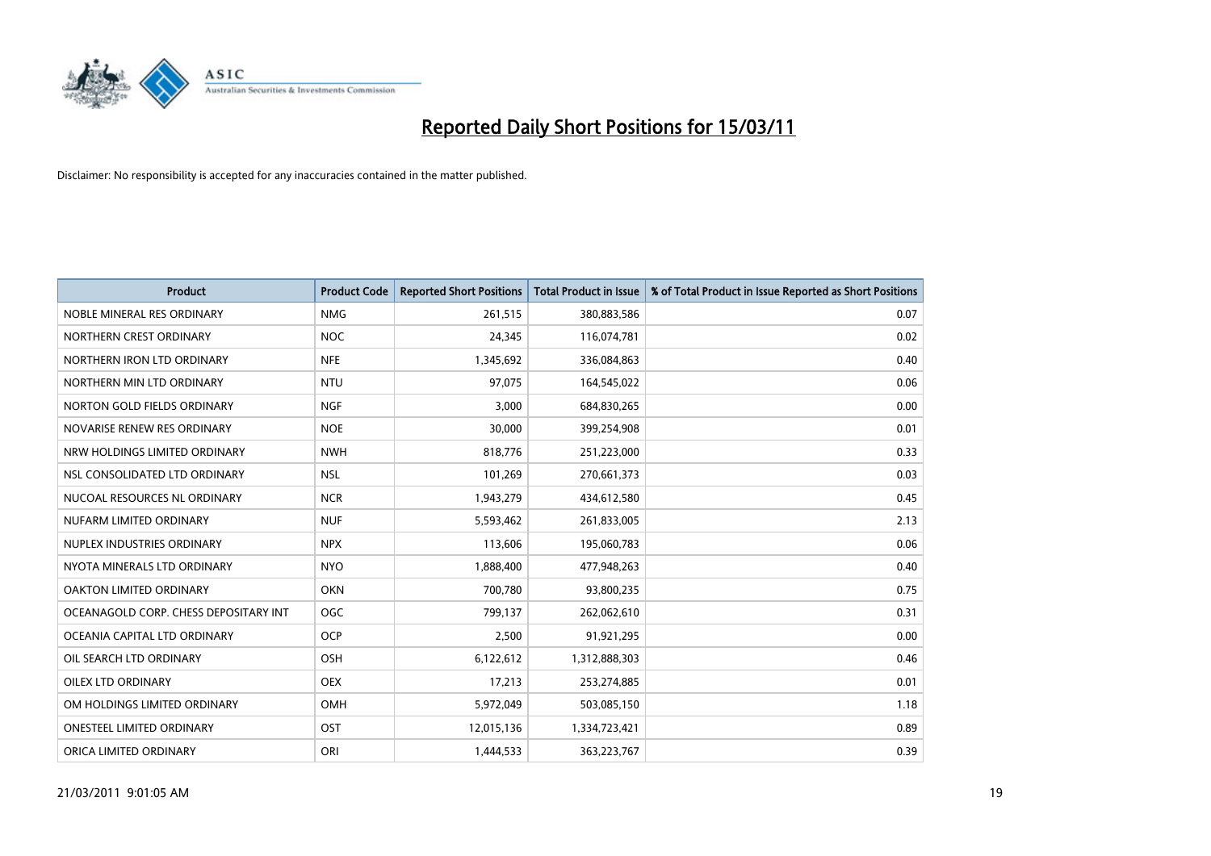# Reported Daily Short Positions for 15/03/11

Disclaimer: No responsibility is accepted for any inaccuracies contained in the matter published.

| Product | Product Code | Reported Short Positions | Total Product in Issue | % of Total Product in Issue Reported as Short Positions |
|---|---|---|---|---|
| NOBLE MINERAL RES ORDINARY | NMG | 261,515 | 380,883,586 | 0.07 |
| NORTHERN CREST ORDINARY | NOC | 24,345 | 116,074,781 | 0.02 |
| NORTHERN IRON LTD ORDINARY | NFE | 1,345,692 | 336,084,863 | 0.40 |
| NORTHERN MIN LTD ORDINARY | NTU | 97,075 | 164,545,022 | 0.06 |
| NORTON GOLD FIELDS ORDINARY | NGF | 3,000 | 684,830,265 | 0.00 |
| NOVARISE RENEW RES ORDINARY | NOE | 30,000 | 399,254,908 | 0.01 |
| NRW HOLDINGS LIMITED ORDINARY | NWH | 818,776 | 251,223,000 | 0.33 |
| NSL CONSOLIDATED LTD ORDINARY | NSL | 101,269 | 270,661,373 | 0.03 |
| NUCOAL RESOURCES NL ORDINARY | NCR | 1,943,279 | 434,612,580 | 0.45 |
| NUFARM LIMITED ORDINARY | NUF | 5,593,462 | 261,833,005 | 2.13 |
| NUPLEX INDUSTRIES ORDINARY | NPX | 113,606 | 195,060,783 | 0.06 |
| NYOTA MINERALS LTD ORDINARY | NYO | 1,888,400 | 477,948,263 | 0.40 |
| OAKTON LIMITED ORDINARY | OKN | 700,780 | 93,800,235 | 0.75 |
| OCEANAGOLD CORP. CHESS DEPOSITARY INT | OGC | 799,137 | 262,062,610 | 0.31 |
| OCEANIA CAPITAL LTD ORDINARY | OCP | 2,500 | 91,921,295 | 0.00 |
| OIL SEARCH LTD ORDINARY | OSH | 6,122,612 | 1,312,888,303 | 0.46 |
| OILEX LTD ORDINARY | OEX | 17,213 | 253,274,885 | 0.01 |
| OM HOLDINGS LIMITED ORDINARY | OMH | 5,972,049 | 503,085,150 | 1.18 |
| ONESTEEL LIMITED ORDINARY | OST | 12,015,136 | 1,334,723,421 | 0.89 |
| ORICA LIMITED ORDINARY | ORI | 1,444,533 | 363,223,767 | 0.39 |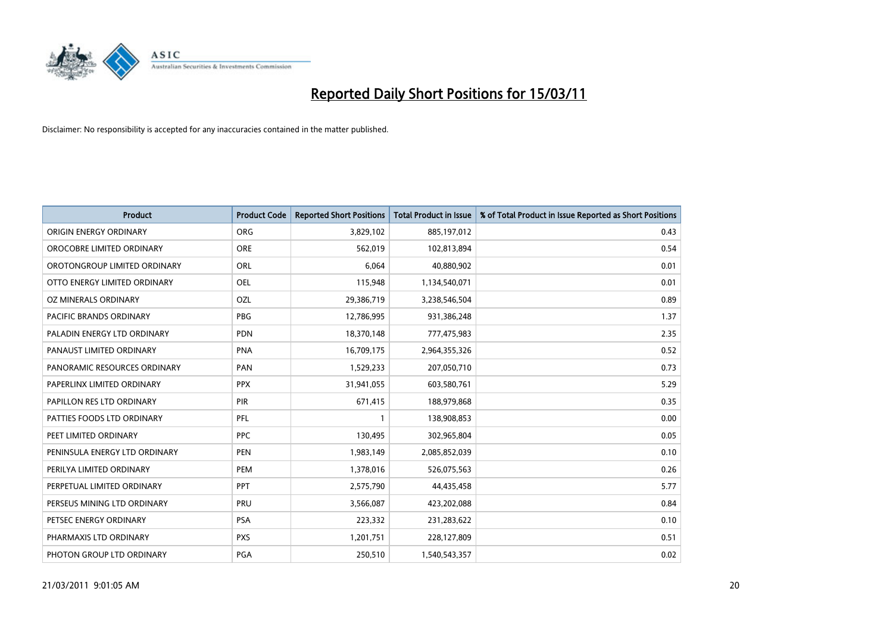# Reported Daily Short Positions for 15/03/11

Disclaimer: No responsibility is accepted for any inaccuracies contained in the matter published.

| Product | Product Code | Reported Short Positions | Total Product in Issue | % of Total Product in Issue Reported as Short Positions |
|---|---|---|---|---|
| ORIGIN ENERGY ORDINARY | ORG | 3,829,102 | 885,197,012 | 0.43 |
| OROCOBRE LIMITED ORDINARY | ORE | 562,019 | 102,813,894 | 0.54 |
| OROTONGROUP LIMITED ORDINARY | ORL | 6,064 | 40,880,902 | 0.01 |
| OTTO ENERGY LIMITED ORDINARY | OEL | 115,948 | 1,134,540,071 | 0.01 |
| OZ MINERALS ORDINARY | OZL | 29,386,719 | 3,238,546,504 | 0.89 |
| PACIFIC BRANDS ORDINARY | PBG | 12,786,995 | 931,386,248 | 1.37 |
| PALADIN ENERGY LTD ORDINARY | PDN | 18,370,148 | 777,475,983 | 2.35 |
| PANAUST LIMITED ORDINARY | PNA | 16,709,175 | 2,964,355,326 | 0.52 |
| PANORAMIC RESOURCES ORDINARY | PAN | 1,529,233 | 207,050,710 | 0.73 |
| PAPERLINX LIMITED ORDINARY | PPX | 31,941,055 | 603,580,761 | 5.29 |
| PAPILLON RES LTD ORDINARY | PIR | 671,415 | 188,979,868 | 0.35 |
| PATTIES FOODS LTD ORDINARY | PFL | 1 | 138,908,853 | 0.00 |
| PEET LIMITED ORDINARY | PPC | 130,495 | 302,965,804 | 0.05 |
| PENINSULA ENERGY LTD ORDINARY | PEN | 1,983,149 | 2,085,852,039 | 0.10 |
| PERILYA LIMITED ORDINARY | PEM | 1,378,016 | 526,075,563 | 0.26 |
| PERPETUAL LIMITED ORDINARY | PPT | 2,575,790 | 44,435,458 | 5.77 |
| PERSEUS MINING LTD ORDINARY | PRU | 3,566,087 | 423,202,088 | 0.84 |
| PETSEC ENERGY ORDINARY | PSA | 223,332 | 231,283,622 | 0.10 |
| PHARMAXIS LTD ORDINARY | PXS | 1,201,751 | 228,127,809 | 0.51 |
| PHOTON GROUP LTD ORDINARY | PGA | 250,510 | 1,540,543,357 | 0.02 |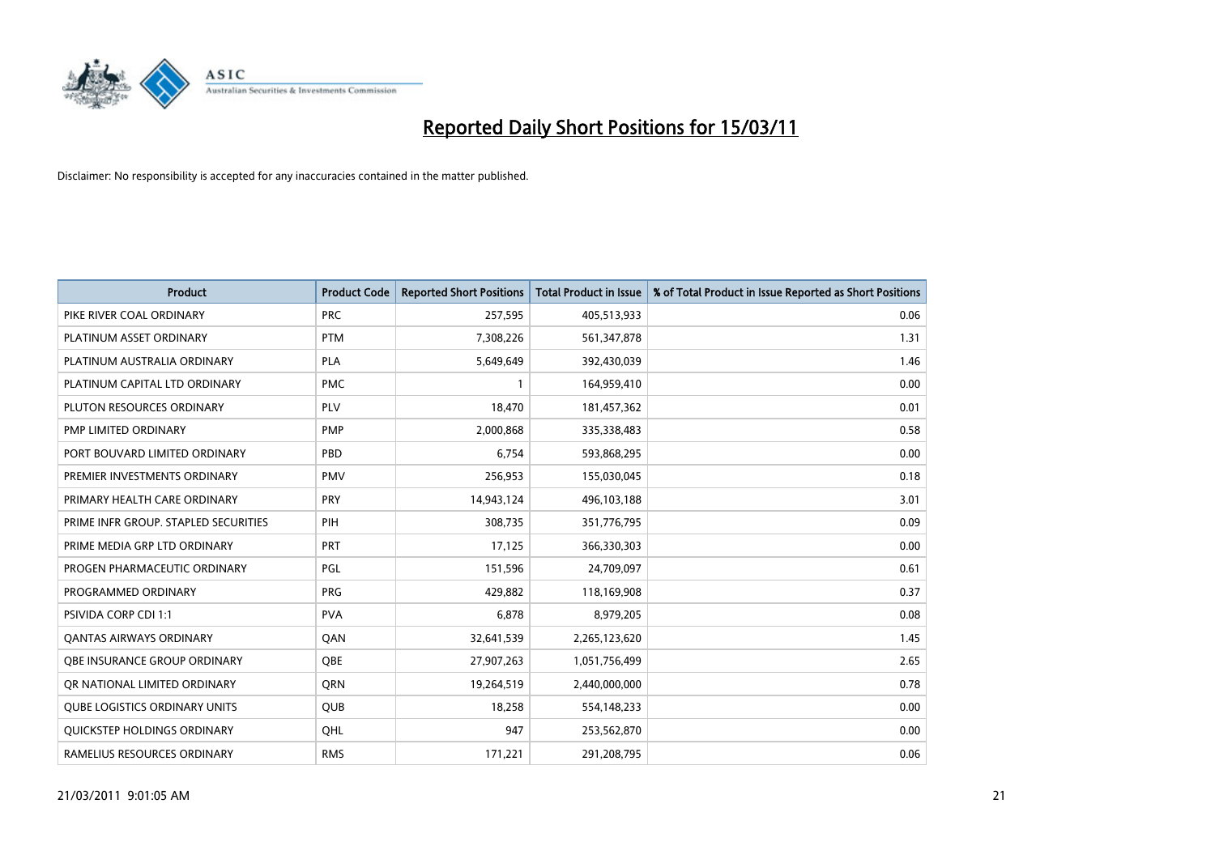# Reported Daily Short Positions for 15/03/11

Disclaimer: No responsibility is accepted for any inaccuracies contained in the matter published.

| Product | Product Code | Reported Short Positions | Total Product in Issue | % of Total Product in Issue Reported as Short Positions |
|---|---|---|---|---|
| PIKE RIVER COAL ORDINARY | PRC | 257,595 | 405,513,933 | 0.06 |
| PLATINUM ASSET ORDINARY | PTM | 7,308,226 | 561,347,878 | 1.31 |
| PLATINUM AUSTRALIA ORDINARY | PLA | 5,649,649 | 392,430,039 | 1.46 |
| PLATINUM CAPITAL LTD ORDINARY | PMC | 1 | 164,959,410 | 0.00 |
| PLUTON RESOURCES ORDINARY | PLV | 18,470 | 181,457,362 | 0.01 |
| PMP LIMITED ORDINARY | PMP | 2,000,868 | 335,338,483 | 0.58 |
| PORT BOUVARD LIMITED ORDINARY | PBD | 6,754 | 593,868,295 | 0.00 |
| PREMIER INVESTMENTS ORDINARY | PMV | 256,953 | 155,030,045 | 0.18 |
| PRIMARY HEALTH CARE ORDINARY | PRY | 14,943,124 | 496,103,188 | 3.01 |
| PRIME INFR GROUP. STAPLED SECURITIES | PIH | 308,735 | 351,776,795 | 0.09 |
| PRIME MEDIA GRP LTD ORDINARY | PRT | 17,125 | 366,330,303 | 0.00 |
| PROGEN PHARMACEUTIC ORDINARY | PGL | 151,596 | 24,709,097 | 0.61 |
| PROGRAMMED ORDINARY | PRG | 429,882 | 118,169,908 | 0.37 |
| PSIVIDA CORP CDI 1:1 | PVA | 6,878 | 8,979,205 | 0.08 |
| QANTAS AIRWAYS ORDINARY | QAN | 32,641,539 | 2,265,123,620 | 1.45 |
| QBE INSURANCE GROUP ORDINARY | QBE | 27,907,263 | 1,051,756,499 | 2.65 |
| QR NATIONAL LIMITED ORDINARY | QRN | 19,264,519 | 2,440,000,000 | 0.78 |
| QUBE LOGISTICS ORDINARY UNITS | QUB | 18,258 | 554,148,233 | 0.00 |
| QUICKSTEP HOLDINGS ORDINARY | QHL | 947 | 253,562,870 | 0.00 |
| RAMELIUS RESOURCES ORDINARY | RMS | 171,221 | 291,208,795 | 0.06 |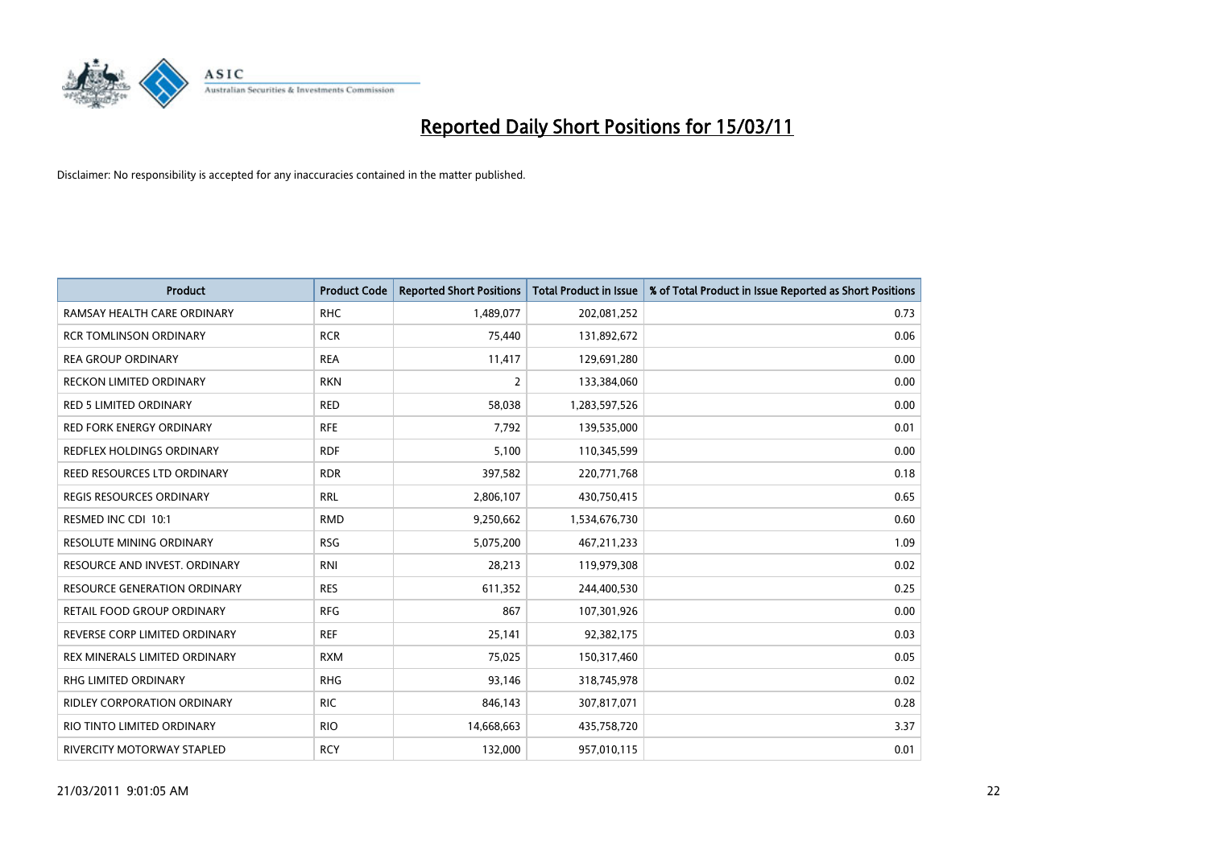# Reported Daily Short Positions for 15/03/11

Disclaimer: No responsibility is accepted for any inaccuracies contained in the matter published.

| Product | Product Code | Reported Short Positions | Total Product in Issue | % of Total Product in Issue Reported as Short Positions |
|---|---|---|---|---|
| RAMSAY HEALTH CARE ORDINARY | RHC | 1,489,077 | 202,081,252 | 0.73 |
| RCR TOMLINSON ORDINARY | RCR | 75,440 | 131,892,672 | 0.06 |
| REA GROUP ORDINARY | REA | 11,417 | 129,691,280 | 0.00 |
| RECKON LIMITED ORDINARY | RKN | 2 | 133,384,060 | 0.00 |
| RED 5 LIMITED ORDINARY | RED | 58,038 | 1,283,597,526 | 0.00 |
| RED FORK ENERGY ORDINARY | RFE | 7,792 | 139,535,000 | 0.01 |
| REDFLEX HOLDINGS ORDINARY | RDF | 5,100 | 110,345,599 | 0.00 |
| REED RESOURCES LTD ORDINARY | RDR | 397,582 | 220,771,768 | 0.18 |
| REGIS RESOURCES ORDINARY | RRL | 2,806,107 | 430,750,415 | 0.65 |
| RESMED INC CDI 10:1 | RMD | 9,250,662 | 1,534,676,730 | 0.60 |
| RESOLUTE MINING ORDINARY | RSG | 5,075,200 | 467,211,233 | 1.09 |
| RESOURCE AND INVEST. ORDINARY | RNI | 28,213 | 119,979,308 | 0.02 |
| RESOURCE GENERATION ORDINARY | RES | 611,352 | 244,400,530 | 0.25 |
| RETAIL FOOD GROUP ORDINARY | RFG | 867 | 107,301,926 | 0.00 |
| REVERSE CORP LIMITED ORDINARY | REF | 25,141 | 92,382,175 | 0.03 |
| REX MINERALS LIMITED ORDINARY | RXM | 75,025 | 150,317,460 | 0.05 |
| RHG LIMITED ORDINARY | RHG | 93,146 | 318,745,978 | 0.02 |
| RIDLEY CORPORATION ORDINARY | RIC | 846,143 | 307,817,071 | 0.28 |
| RIO TINTO LIMITED ORDINARY | RIO | 14,668,663 | 435,758,720 | 3.37 |
| RIVERCITY MOTORWAY STAPLED | RCY | 132,000 | 957,010,115 | 0.01 |

21/03/2011 9:01:05 AM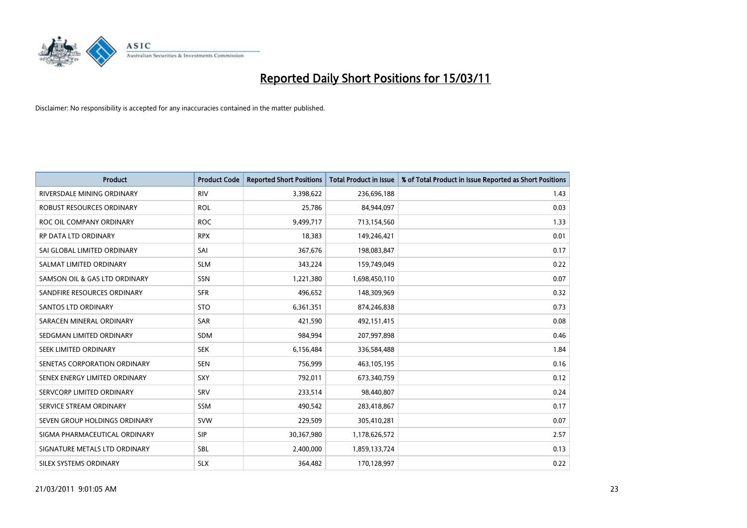# Reported Daily Short Positions for 15/03/11

Disclaimer: No responsibility is accepted for any inaccuracies contained in the matter published.

| Product | Product Code | Reported Short Positions | Total Product in Issue | % of Total Product in Issue Reported as Short Positions |
|---|---|---|---|---|
| RIVERSDALE MINING ORDINARY | RIV | 3,398,622 | 236,696,188 | 1.43 |
| ROBUST RESOURCES ORDINARY | ROL | 25,786 | 84,944,097 | 0.03 |
| ROC OIL COMPANY ORDINARY | ROC | 9,499,717 | 713,154,560 | 1.33 |
| RP DATA LTD ORDINARY | RPX | 18,383 | 149,246,421 | 0.01 |
| SAI GLOBAL LIMITED ORDINARY | SAI | 367,676 | 198,083,847 | 0.17 |
| SALMAT LIMITED ORDINARY | SLM | 343,224 | 159,749,049 | 0.22 |
| SAMSON OIL & GAS LTD ORDINARY | SSN | 1,221,380 | 1,698,450,110 | 0.07 |
| SANDFIRE RESOURCES ORDINARY | SFR | 496,652 | 148,309,969 | 0.32 |
| SANTOS LTD ORDINARY | STO | 6,361,351 | 874,246,838 | 0.73 |
| SARACEN MINERAL ORDINARY | SAR | 421,590 | 492,151,415 | 0.08 |
| SEDGMAN LIMITED ORDINARY | SDM | 984,994 | 207,997,898 | 0.46 |
| SEEK LIMITED ORDINARY | SEK | 6,156,484 | 336,584,488 | 1.84 |
| SENETAS CORPORATION ORDINARY | SEN | 756,999 | 463,105,195 | 0.16 |
| SENEX ENERGY LIMITED ORDINARY | SXY | 792,011 | 673,340,759 | 0.12 |
| SERVCORP LIMITED ORDINARY | SRV | 233,514 | 98,440,807 | 0.24 |
| SERVICE STREAM ORDINARY | SSM | 490,542 | 283,418,867 | 0.17 |
| SEVEN GROUP HOLDINGS ORDINARY | SVW | 229,509 | 305,410,281 | 0.07 |
| SIGMA PHARMACEUTICAL ORDINARY | SIP | 30,367,980 | 1,178,626,572 | 2.57 |
| SIGNATURE METALS LTD ORDINARY | SBL | 2,400,000 | 1,859,133,724 | 0.13 |
| SILEX SYSTEMS ORDINARY | SLX | 364,482 | 170,128,997 | 0.22 |

21/03/2011 9:01:05 AM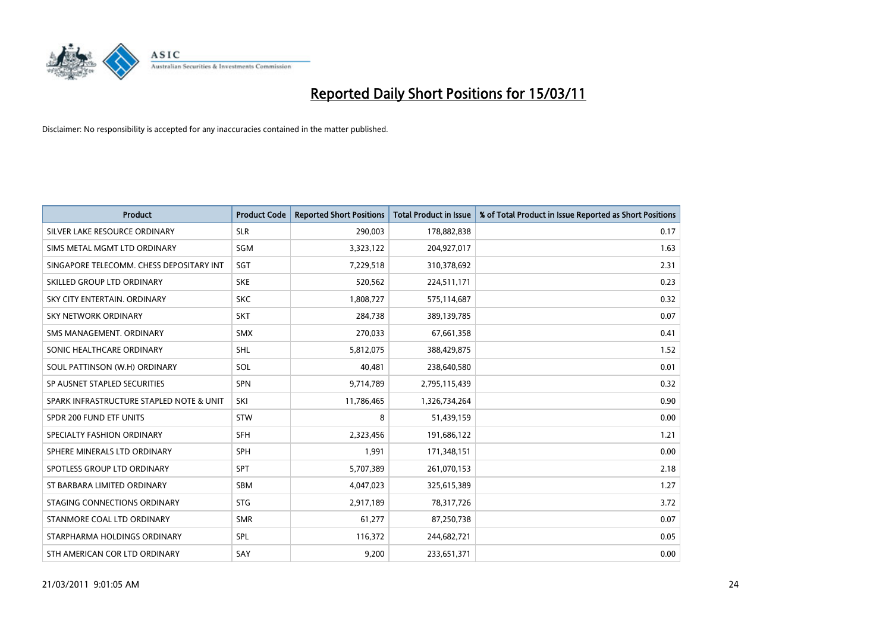# Reported Daily Short Positions for 15/03/11

Disclaimer: No responsibility is accepted for any inaccuracies contained in the matter published.

| Product | Product Code | Reported Short Positions | Total Product in Issue | % of Total Product in Issue Reported as Short Positions |
|---|---|---|---|---|
| SILVER LAKE RESOURCE ORDINARY | SLR | 290,003 | 178,882,838 | 0.17 |
| SIMS METAL MGMT LTD ORDINARY | SGM | 3,323,122 | 204,927,017 | 1.63 |
| SINGAPORE TELECOMM. CHESS DEPOSITARY INT | SGT | 7,229,518 | 310,378,692 | 2.31 |
| SKILLED GROUP LTD ORDINARY | SKE | 520,562 | 224,511,171 | 0.23 |
| SKY CITY ENTERTAIN. ORDINARY | SKC | 1,808,727 | 575,114,687 | 0.32 |
| SKY NETWORK ORDINARY | SKT | 284,738 | 389,139,785 | 0.07 |
| SMS MANAGEMENT. ORDINARY | SMX | 270,033 | 67,661,358 | 0.41 |
| SONIC HEALTHCARE ORDINARY | SHL | 5,812,075 | 388,429,875 | 1.52 |
| SOUL PATTINSON (W.H) ORDINARY | SOL | 40,481 | 238,640,580 | 0.01 |
| SP AUSNET STAPLED SECURITIES | SPN | 9,714,789 | 2,795,115,439 | 0.32 |
| SPARK INFRASTRUCTURE STAPLED NOTE & UNIT | SKI | 11,786,465 | 1,326,734,264 | 0.90 |
| SPDR 200 FUND ETF UNITS | STW | 8 | 51,439,159 | 0.00 |
| SPECIALTY FASHION ORDINARY | SFH | 2,323,456 | 191,686,122 | 1.21 |
| SPHERE MINERALS LTD ORDINARY | SPH | 1,991 | 171,348,151 | 0.00 |
| SPOTLESS GROUP LTD ORDINARY | SPT | 5,707,389 | 261,070,153 | 2.18 |
| ST BARBARA LIMITED ORDINARY | SBM | 4,047,023 | 325,615,389 | 1.27 |
| STAGING CONNECTIONS ORDINARY | STG | 2,917,189 | 78,317,726 | 3.72 |
| STANMORE COAL LTD ORDINARY | SMR | 61,277 | 87,250,738 | 0.07 |
| STARPHARMA HOLDINGS ORDINARY | SPL | 116,372 | 244,682,721 | 0.05 |
| STH AMERICAN COR LTD ORDINARY | SAY | 9,200 | 233,651,371 | 0.00 |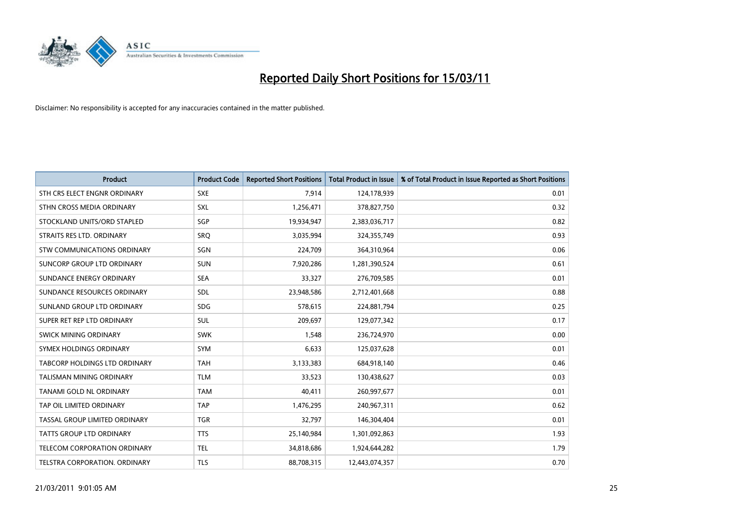# Reported Daily Short Positions for 15/03/11

Disclaimer: No responsibility is accepted for any inaccuracies contained in the matter published.

| Product | Product Code | Reported Short Positions | Total Product in Issue | % of Total Product in Issue Reported as Short Positions |
|---|---|---|---|---|
| STH CRS ELECT ENGNR ORDINARY | SXE | 7,914 | 124,178,939 | 0.01 |
| STHN CROSS MEDIA ORDINARY | SXL | 1,256,471 | 378,827,750 | 0.32 |
| STOCKLAND UNITS/ORD STAPLED | SGP | 19,934,947 | 2,383,036,717 | 0.82 |
| STRAITS RES LTD. ORDINARY | SRQ | 3,035,994 | 324,355,749 | 0.93 |
| STW COMMUNICATIONS ORDINARY | SGN | 224,709 | 364,310,964 | 0.06 |
| SUNCORP GROUP LTD ORDINARY | SUN | 7,920,286 | 1,281,390,524 | 0.61 |
| SUNDANCE ENERGY ORDINARY | SEA | 33,327 | 276,709,585 | 0.01 |
| SUNDANCE RESOURCES ORDINARY | SDL | 23,948,586 | 2,712,401,668 | 0.88 |
| SUNLAND GROUP LTD ORDINARY | SDG | 578,615 | 224,881,794 | 0.25 |
| SUPER RET REP LTD ORDINARY | SUL | 209,697 | 129,077,342 | 0.17 |
| SWICK MINING ORDINARY | SWK | 1,548 | 236,724,970 | 0.00 |
| SYMEX HOLDINGS ORDINARY | SYM | 6,633 | 125,037,628 | 0.01 |
| TABCORP HOLDINGS LTD ORDINARY | TAH | 3,133,383 | 684,918,140 | 0.46 |
| TALISMAN MINING ORDINARY | TLM | 33,523 | 130,438,627 | 0.03 |
| TANAMI GOLD NL ORDINARY | TAM | 40,411 | 260,997,677 | 0.01 |
| TAP OIL LIMITED ORDINARY | TAP | 1,476,295 | 240,967,311 | 0.62 |
| TASSAL GROUP LIMITED ORDINARY | TGR | 32,797 | 146,304,404 | 0.01 |
| TATTS GROUP LTD ORDINARY | TTS | 25,140,984 | 1,301,092,863 | 1.93 |
| TELECOM CORPORATION ORDINARY | TEL | 34,818,686 | 1,924,644,282 | 1.79 |
| TELSTRA CORPORATION. ORDINARY | TLS | 88,708,315 | 12,443,074,357 | 0.70 |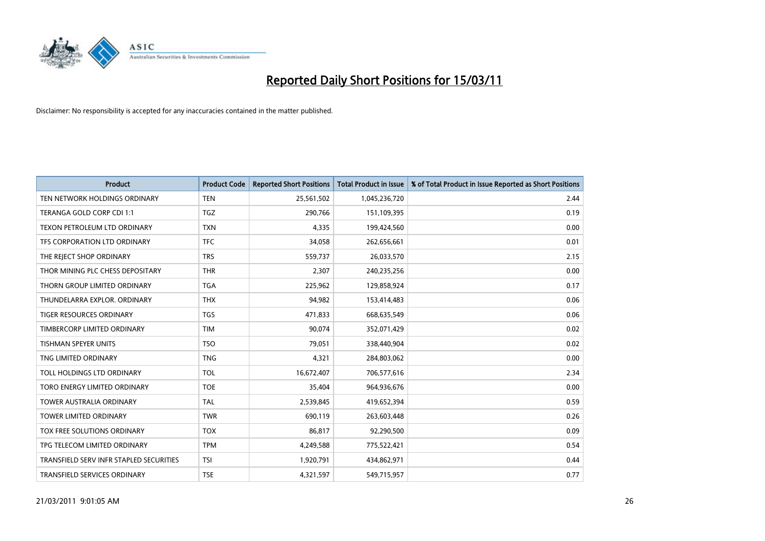# Reported Daily Short Positions for 15/03/11

Disclaimer: No responsibility is accepted for any inaccuracies contained in the matter published.

| Product | Product Code | Reported Short Positions | Total Product in Issue | % of Total Product in Issue Reported as Short Positions |
|---|---|---|---|---|
| TEN NETWORK HOLDINGS ORDINARY | TEN | 25,561,502 | 1,045,236,720 | 2.44 |
| TERANGA GOLD CORP CDI 1:1 | TGZ | 290,766 | 151,109,395 | 0.19 |
| TEXON PETROLEUM LTD ORDINARY | TXN | 4,335 | 199,424,560 | 0.00 |
| TFS CORPORATION LTD ORDINARY | TFC | 34,058 | 262,656,661 | 0.01 |
| THE REJECT SHOP ORDINARY | TRS | 559,737 | 26,033,570 | 2.15 |
| THOR MINING PLC CHESS DEPOSITARY | THR | 2,307 | 240,235,256 | 0.00 |
| THORN GROUP LIMITED ORDINARY | TGA | 225,962 | 129,858,924 | 0.17 |
| THUNDELARRA EXPLOR. ORDINARY | THX | 94,982 | 153,414,483 | 0.06 |
| TIGER RESOURCES ORDINARY | TGS | 471,833 | 668,635,549 | 0.06 |
| TIMBERCORP LIMITED ORDINARY | TIM | 90,074 | 352,071,429 | 0.02 |
| TISHMAN SPEYER UNITS | TSO | 79,051 | 338,440,904 | 0.02 |
| TNG LIMITED ORDINARY | TNG | 4,321 | 284,803,062 | 0.00 |
| TOLL HOLDINGS LTD ORDINARY | TOL | 16,672,407 | 706,577,616 | 2.34 |
| TORO ENERGY LIMITED ORDINARY | TOE | 35,404 | 964,936,676 | 0.00 |
| TOWER AUSTRALIA ORDINARY | TAL | 2,539,845 | 419,652,394 | 0.59 |
| TOWER LIMITED ORDINARY | TWR | 690,119 | 263,603,448 | 0.26 |
| TOX FREE SOLUTIONS ORDINARY | TOX | 86,817 | 92,290,500 | 0.09 |
| TPG TELECOM LIMITED ORDINARY | TPM | 4,249,588 | 775,522,421 | 0.54 |
| TRANSFIELD SERV INFR STAPLED SECURITIES | TSI | 1,920,791 | 434,862,971 | 0.44 |
| TRANSFIELD SERVICES ORDINARY | TSE | 4,321,597 | 549,715,957 | 0.77 |

21/03/2011 9:01:05 AM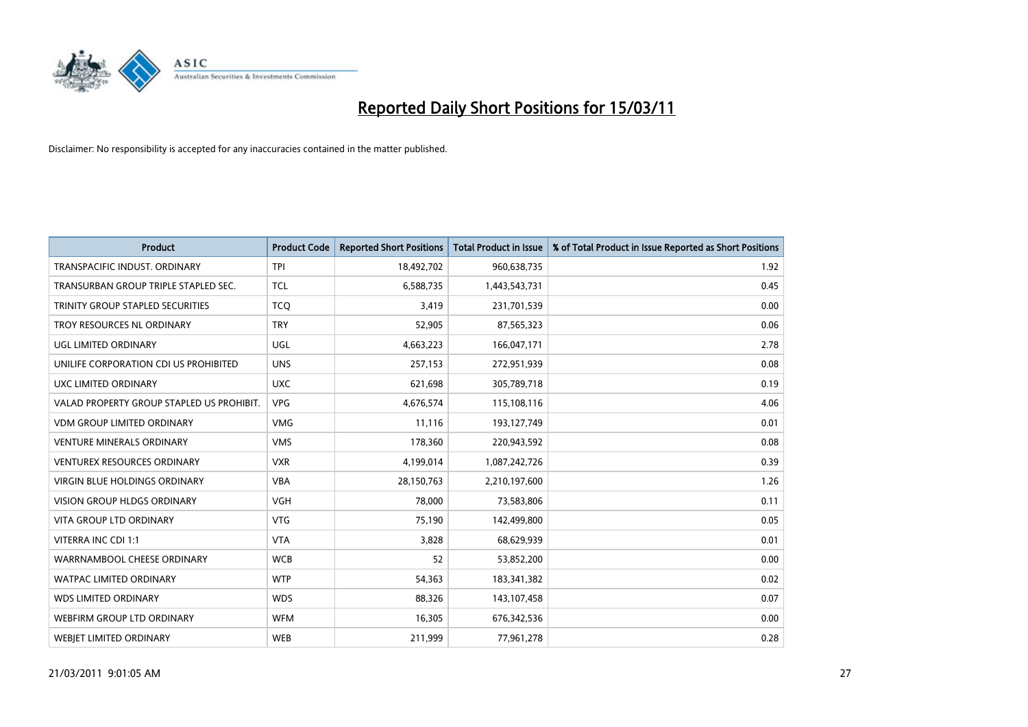# Reported Daily Short Positions for 15/03/11

Disclaimer: No responsibility is accepted for any inaccuracies contained in the matter published.

| Product | Product Code | Reported Short Positions | Total Product in Issue | % of Total Product in Issue Reported as Short Positions |
|---|---|---|---|---|
| TRANSPACIFIC INDUST. ORDINARY | TPI | 18,492,702 | 960,638,735 | 1.92 |
| TRANSURBAN GROUP TRIPLE STAPLED SEC. | TCL | 6,588,735 | 1,443,543,731 | 0.45 |
| TRINITY GROUP STAPLED SECURITIES | TCQ | 3,419 | 231,701,539 | 0.00 |
| TROY RESOURCES NL ORDINARY | TRY | 52,905 | 87,565,323 | 0.06 |
| UGL LIMITED ORDINARY | UGL | 4,663,223 | 166,047,171 | 2.78 |
| UNILIFE CORPORATION CDI US PROHIBITED | UNS | 257,153 | 272,951,939 | 0.08 |
| UXC LIMITED ORDINARY | UXC | 621,698 | 305,789,718 | 0.19 |
| VALAD PROPERTY GROUP STAPLED US PROHIBIT. | VPG | 4,676,574 | 115,108,116 | 4.06 |
| VDM GROUP LIMITED ORDINARY | VMG | 11,116 | 193,127,749 | 0.01 |
| VENTURE MINERALS ORDINARY | VMS | 178,360 | 220,943,592 | 0.08 |
| VENTUREX RESOURCES ORDINARY | VXR | 4,199,014 | 1,087,242,726 | 0.39 |
| VIRGIN BLUE HOLDINGS ORDINARY | VBA | 28,150,763 | 2,210,197,600 | 1.26 |
| VISION GROUP HLDGS ORDINARY | VGH | 78,000 | 73,583,806 | 0.11 |
| VITA GROUP LTD ORDINARY | VTG | 75,190 | 142,499,800 | 0.05 |
| VITERRA INC CDI 1:1 | VTA | 3,828 | 68,629,939 | 0.01 |
| WARRNAMBOOL CHEESE ORDINARY | WCB | 52 | 53,852,200 | 0.00 |
| WATPAC LIMITED ORDINARY | WTP | 54,363 | 183,341,382 | 0.02 |
| WDS LIMITED ORDINARY | WDS | 88,326 | 143,107,458 | 0.07 |
| WEBFIRM GROUP LTD ORDINARY | WFM | 16,305 | 676,342,536 | 0.00 |
| WEBJET LIMITED ORDINARY | WEB | 211,999 | 77,961,278 | 0.28 |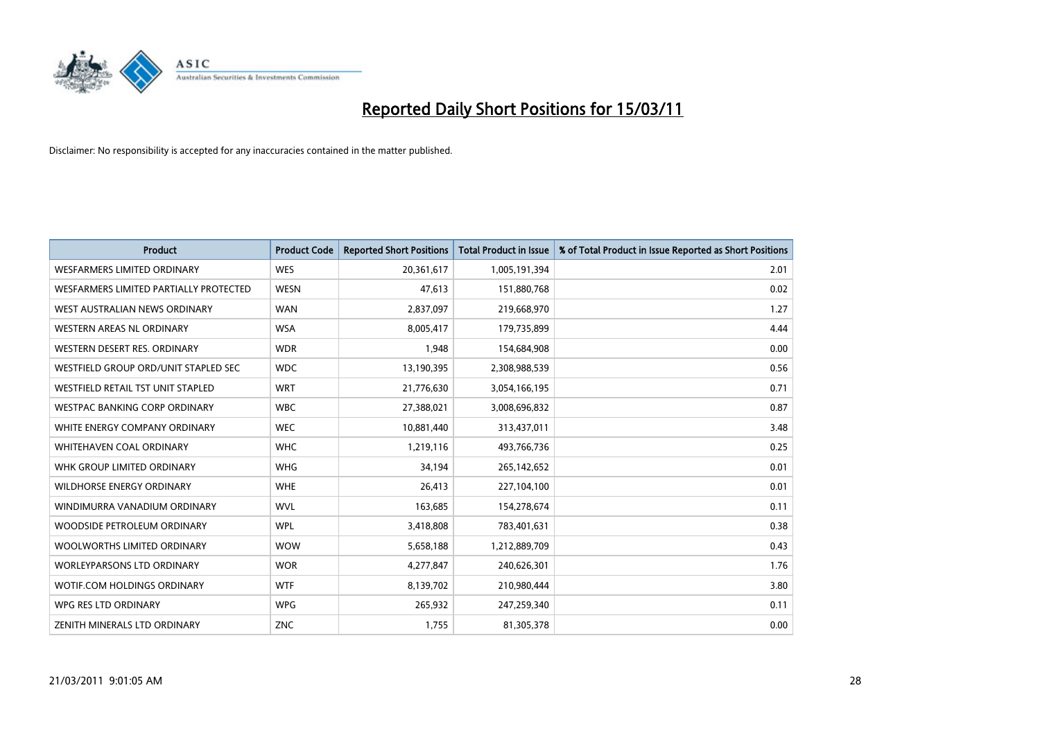# Reported Daily Short Positions for 15/03/11

Disclaimer: No responsibility is accepted for any inaccuracies contained in the matter published.

| Product | Product Code | Reported Short Positions | Total Product in Issue | % of Total Product in Issue Reported as Short Positions |
| --- | --- | --- | --- | --- |
| WESFARMERS LIMITED ORDINARY | WES | 20,361,617 | 1,005,191,394 | 2.01 |
| WESFARMERS LIMITED PARTIALLY PROTECTED | WESN | 47,613 | 151,880,768 | 0.02 |
| WEST AUSTRALIAN NEWS ORDINARY | WAN | 2,837,097 | 219,668,970 | 1.27 |
| WESTERN AREAS NL ORDINARY | WSA | 8,005,417 | 179,735,899 | 4.44 |
| WESTERN DESERT RES. ORDINARY | WDR | 1,948 | 154,684,908 | 0.00 |
| WESTFIELD GROUP ORD/UNIT STAPLED SEC | WDC | 13,190,395 | 2,308,988,539 | 0.56 |
| WESTFIELD RETAIL TST UNIT STAPLED | WRT | 21,776,630 | 3,054,166,195 | 0.71 |
| WESTPAC BANKING CORP ORDINARY | WBC | 27,388,021 | 3,008,696,832 | 0.87 |
| WHITE ENERGY COMPANY ORDINARY | WEC | 10,881,440 | 313,437,011 | 3.48 |
| WHITEHAVEN COAL ORDINARY | WHC | 1,219,116 | 493,766,736 | 0.25 |
| WHK GROUP LIMITED ORDINARY | WHG | 34,194 | 265,142,652 | 0.01 |
| WILDHORSE ENERGY ORDINARY | WHE | 26,413 | 227,104,100 | 0.01 |
| WINDIMURRA VANADIUM ORDINARY | WVL | 163,685 | 154,278,674 | 0.11 |
| WOODSIDE PETROLEUM ORDINARY | WPL | 3,418,808 | 783,401,631 | 0.38 |
| WOOLWORTHS LIMITED ORDINARY | WOW | 5,658,188 | 1,212,889,709 | 0.43 |
| WORLEYPARSONS LTD ORDINARY | WOR | 4,277,847 | 240,626,301 | 1.76 |
| WOTIF.COM HOLDINGS ORDINARY | WTF | 8,139,702 | 210,980,444 | 3.80 |
| WPG RES LTD ORDINARY | WPG | 265,932 | 247,259,340 | 0.11 |
| ZENITH MINERALS LTD ORDINARY | ZNC | 1,755 | 81,305,378 | 0.00 |